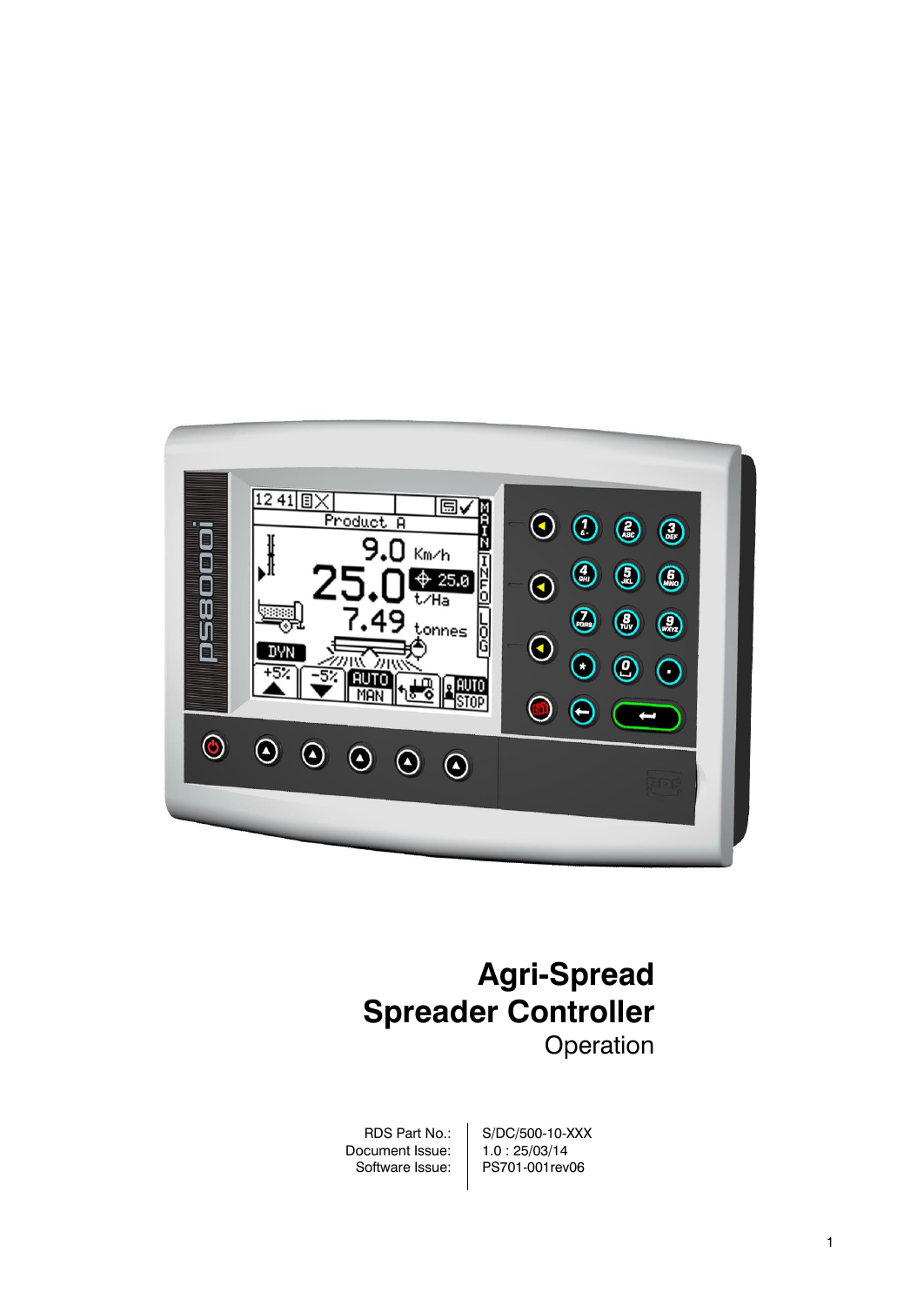# Agri-Spread
# Spreader Controller
## Operation

| | |
|---|---|
| RDS Part No.: | S/DC/500-10-XXX |
| Document Issue: | 1.0 : 25/03/14 |
| Software Issue: | PS701-001rev06 |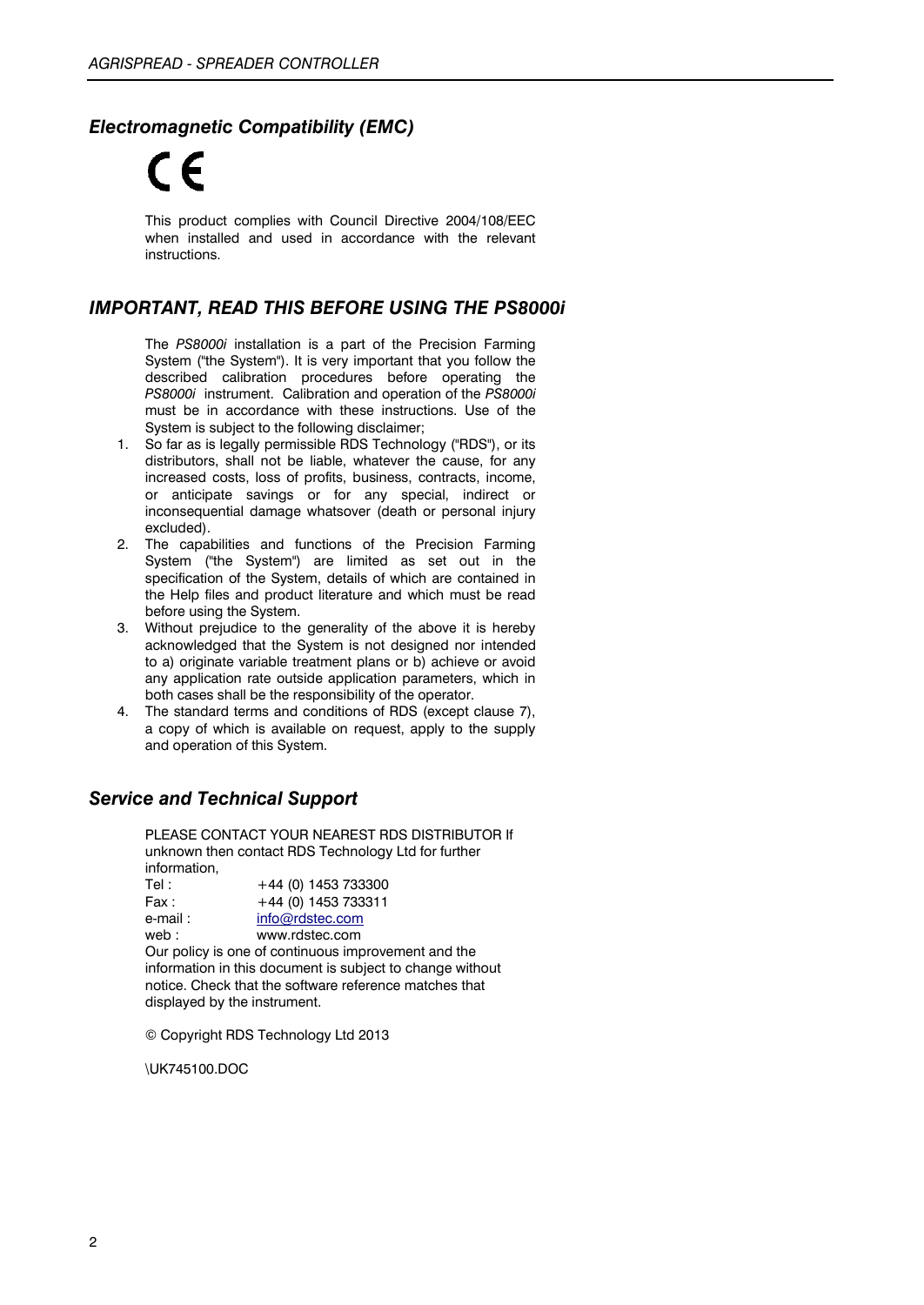## *Electromagnetic Compatibility (EMC)*

CE

This product complies with Council Directive 2004/108/EEC when installed and used in accordance with the relevant instructions.

## *IMPORTANT, READ THIS BEFORE USING THE PS8000i*

The *PS8000i* installation is a part of the Precision Farming System ("the System"). It is very important that you follow the described calibration procedures before operating the *PS8000i* instrument. Calibration and operation of the *PS8000i* must be in accordance with these instructions. Use of the System is subject to the following disclaimer;

1. So far as is legally permissible RDS Technology ("RDS"), or its distributors, shall not be liable, whatever the cause, for any increased costs, loss of profits, business, contracts, income, or anticipate savings or for any special, indirect or inconsequential damage whatsover (death or personal injury excluded).
2. The capabilities and functions of the Precision Farming System ("the System") are limited as set out in the specification of the System, details of which are contained in the Help files and product literature and which must be read before using the System.
3. Without prejudice to the generality of the above it is hereby acknowledged that the System is not designed nor intended to a) originate variable treatment plans or b) achieve or avoid any application rate outside application parameters, which in both cases shall be the responsibility of the operator.
4. The standard terms and conditions of RDS (except clause 7), a copy of which is available on request, apply to the supply and operation of this System.

## *Service and Technical Support*

PLEASE CONTACT YOUR NEAREST RDS DISTRIBUTOR If unknown then contact RDS Technology Ltd for further information,

Tel : +44 (0) 1453 733300
Fax : +44 (0) 1453 733311
e-mail : info@rdstec.com
web : www.rdstec.com

Our policy is one of continuous improvement and the information in this document is subject to change without notice. Check that the software reference matches that displayed by the instrument.

© Copyright RDS Technology Ltd 2013

\UK745100.DOC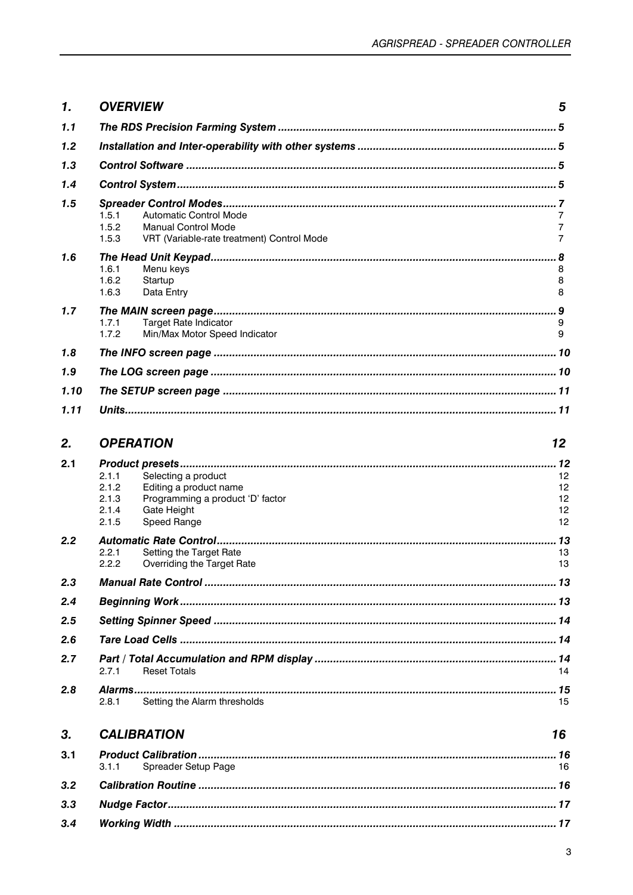| | | |
|---|---|---|
| **1.** | **OVERVIEW** | **5** |
| **1.1** | **The RDS Precision Farming System** | **5** |
| **1.2** | **Installation and Inter-operability with other systems** | **5** |
| **1.3** | **Control Software** | **5** |
| **1.4** | **Control System** | **5** |
| **1.5** | **Spreader Control Modes** | **7** |
| 1.5.1 | Automatic Control Mode | 7 |
| 1.5.2 | Manual Control Mode | 7 |
| 1.5.3 | VRT (Variable-rate treatment) Control Mode | 7 |
| **1.6** | **The Head Unit Keypad** | **8** |
| 1.6.1 | Menu keys | 8 |
| 1.6.2 | Startup | 8 |
| 1.6.3 | Data Entry | 8 |
| **1.7** | **The MAIN screen page** | **9** |
| 1.7.1 | Target Rate Indicator | 9 |
| 1.7.2 | Min/Max Motor Speed Indicator | 9 |
| **1.8** | **The INFO screen page** | **10** |
| **1.9** | **The LOG screen page** | **10** |
| **1.10** | **The SETUP screen page** | **11** |
| **1.11** | **Units** | **11** |
| **2.** | **OPERATION** | **12** |
| **2.1** | **Product presets** | **12** |
| 2.1.1 | Selecting a product | 12 |
| 2.1.2 | Editing a product name | 12 |
| 2.1.3 | Programming a product 'D' factor | 12 |
| 2.1.4 | Gate Height | 12 |
| 2.1.5 | Speed Range | 12 |
| **2.2** | **Automatic Rate Control** | **13** |
| 2.2.1 | Setting the Target Rate | 13 |
| 2.2.2 | Overriding the Target Rate | 13 |
| **2.3** | **Manual Rate Control** | **13** |
| **2.4** | **Beginning Work** | **13** |
| **2.5** | **Setting Spinner Speed** | **14** |
| **2.6** | **Tare Load Cells** | **14** |
| **2.7** | **Part / Total Accumulation and RPM display** | **14** |
| 2.7.1 | Reset Totals | 14 |
| **2.8** | **Alarms** | **15** |
| 2.8.1 | Setting the Alarm thresholds | 15 |
| **3.** | **CALIBRATION** | **16** |
| **3.1** | **Product Calibration** | **16** |
| 3.1.1 | Spreader Setup Page | 16 |
| **3.2** | **Calibration Routine** | **16** |
| **3.3** | **Nudge Factor** | **17** |
| **3.4** | **Working Width** | **17** |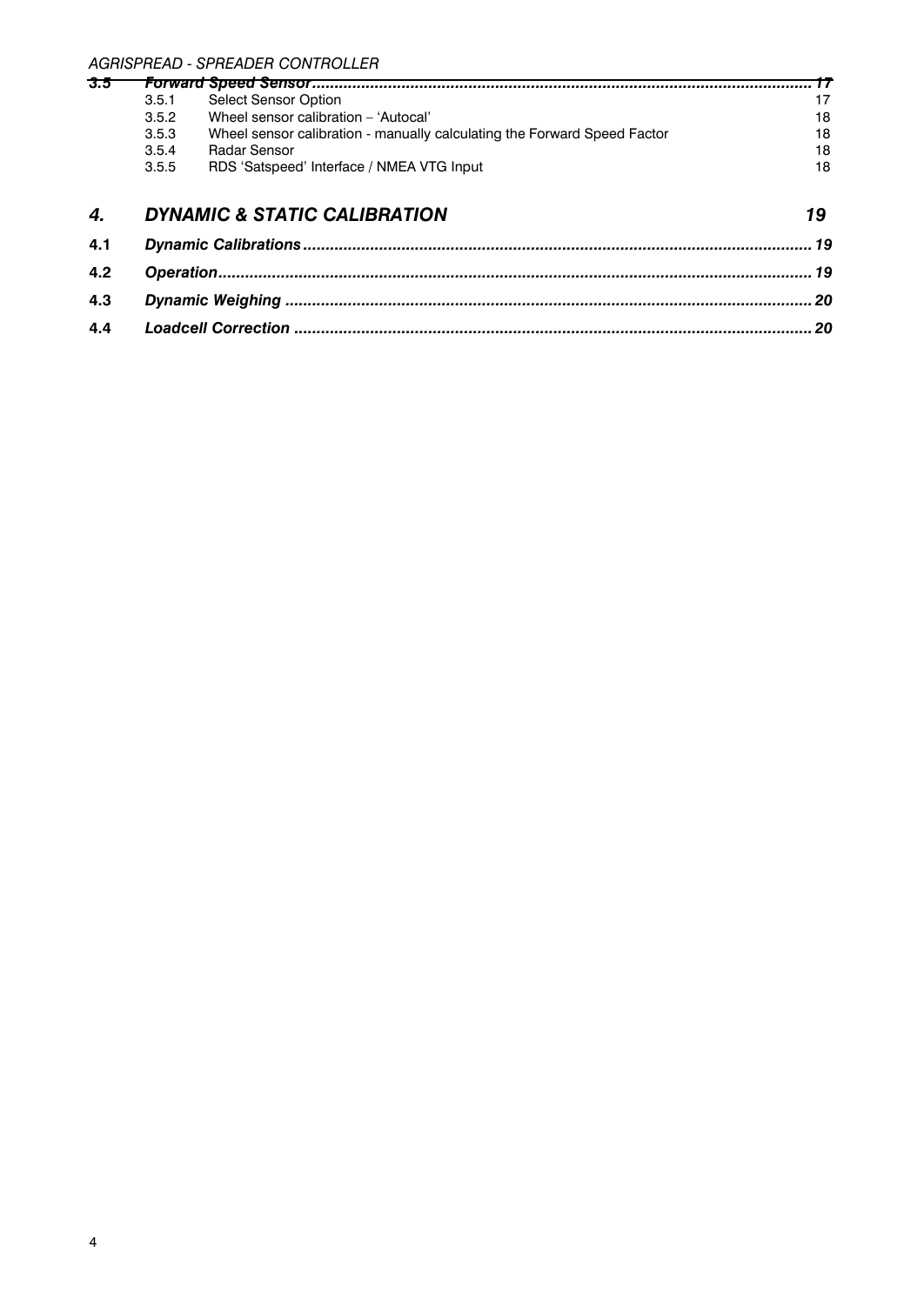| | | | |
|---|---|---|---|
| **3.5** | ***Forward Speed Sensor*** | | ***17*** |
| | 3.5.1 | Select Sensor Option | 17 |
| | 3.5.2 | Wheel sensor calibration – 'Autocal' | 18 |
| | 3.5.3 | Wheel sensor calibration - manually calculating the Forward Speed Factor | 18 |
| | 3.5.4 | Radar Sensor | 18 |
| | 3.5.5 | RDS 'Satspeed' Interface / NMEA VTG Input | 18 |

| | | |
|---|---|---|
| ***4.*** | ***DYNAMIC & STATIC CALIBRATION*** | ***19*** |
| **4.1** | ***Dynamic Calibrations*** | ***19*** |
| **4.2** | ***Operation*** | ***19*** |
| **4.3** | ***Dynamic Weighing*** | ***20*** |
| **4.4** | ***Loadcell Correction*** | ***20*** |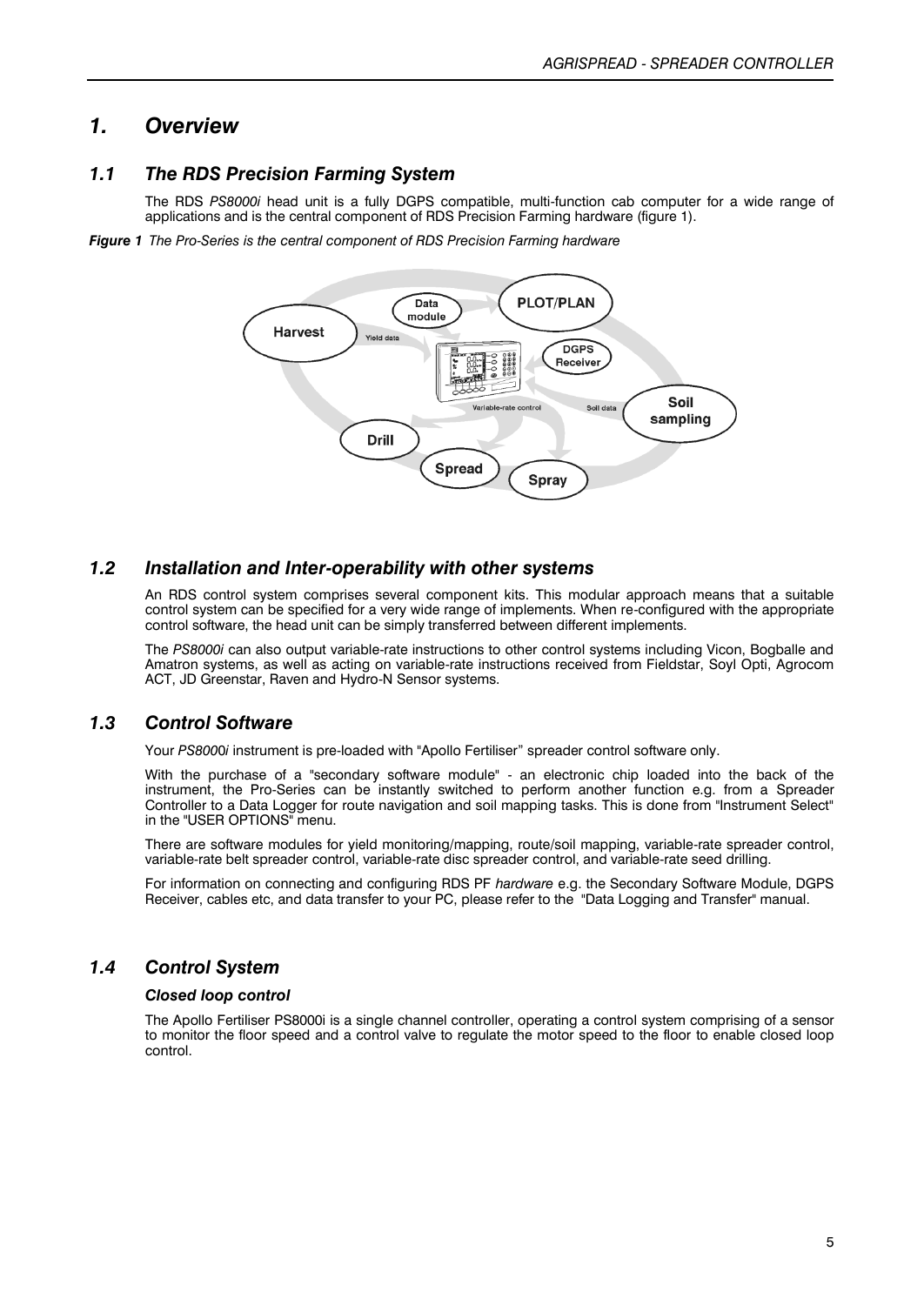# *1. Overview*

## *1.1 The RDS Precision Farming System*

The RDS *PS8000i* head unit is a fully DGPS compatible, multi-function cab computer for a wide range of applications and is the central component of RDS Precision Farming hardware (figure 1).

***Figure 1*** *The Pro-Series is the central component of RDS Precision Farming hardware*

## *1.2 Installation and Inter-operability with other systems*

An RDS control system comprises several component kits. This modular approach means that a suitable control system can be specified for a very wide range of implements. When re-configured with the appropriate control software, the head unit can be simply transferred between different implements.

The *PS8000i* can also output variable-rate instructions to other control systems including Vicon, Bogballe and Amatron systems, as well as acting on variable-rate instructions received from Fieldstar, Soyl Opti, Agrocom ACT, JD Greenstar, Raven and Hydro-N Sensor systems.

## *1.3 Control Software*

Your *PS8000i* instrument is pre-loaded with "Apollo Fertiliser" spreader control software only.

With the purchase of a "secondary software module" - an electronic chip loaded into the back of the instrument, the Pro-Series can be instantly switched to perform another function e.g. from a Spreader Controller to a Data Logger for route navigation and soil mapping tasks. This is done from "Instrument Select" in the "USER OPTIONS" menu.

There are software modules for yield monitoring/mapping, route/soil mapping, variable-rate spreader control, variable-rate belt spreader control, variable-rate disc spreader control, and variable-rate seed drilling.

For information on connecting and configuring RDS PF *hardware* e.g. the Secondary Software Module, DGPS Receiver, cables etc, and data transfer to your PC, please refer to the "Data Logging and Transfer" manual.

## *1.4 Control System*

### *Closed loop control*

The Apollo Fertiliser PS8000i is a single channel controller, operating a control system comprising of a sensor to monitor the floor speed and a control valve to regulate the motor speed to the floor to enable closed loop control.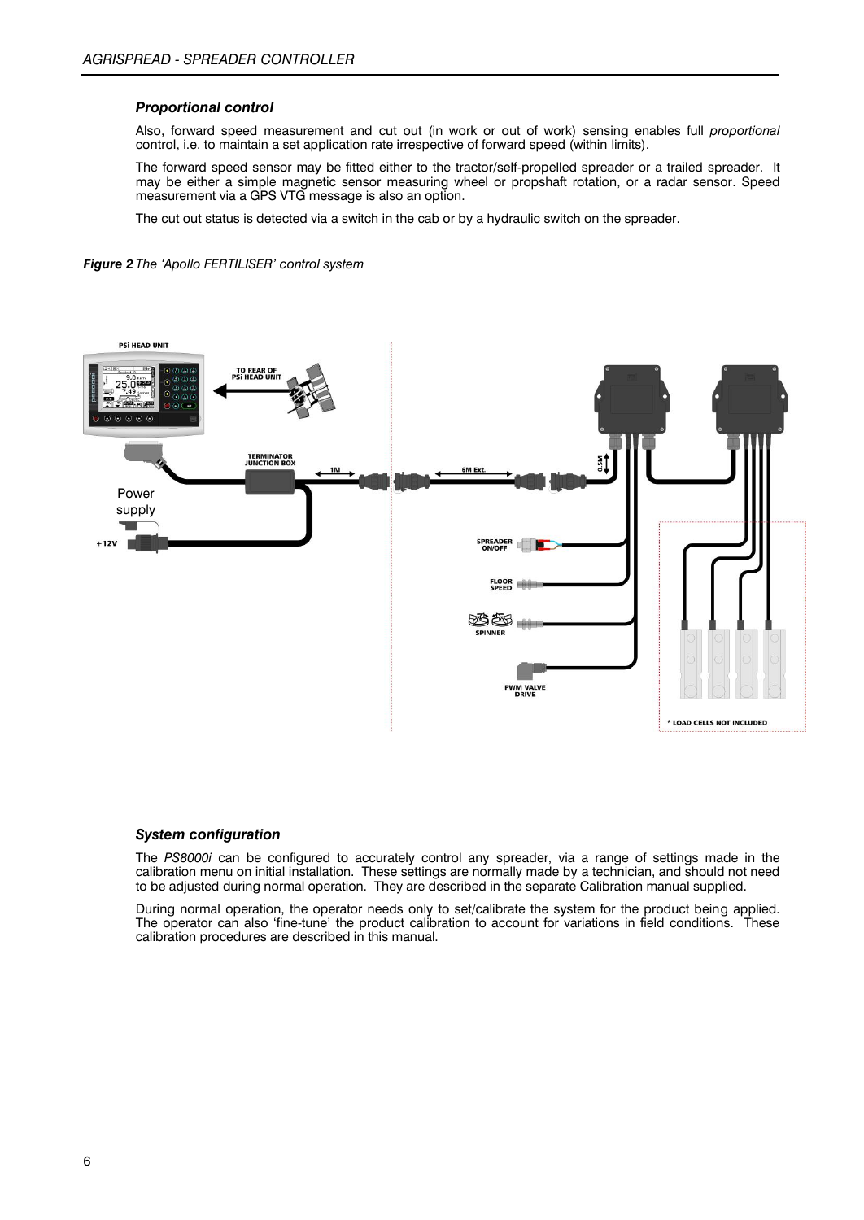### *Proportional control*

Also, forward speed measurement and cut out (in work or out of work) sensing enables full *proportional* control, i.e. to maintain a set application rate irrespective of forward speed (within limits).

The forward speed sensor may be fitted either to the tractor/self-propelled spreader or a trailed spreader. It may be either a simple magnetic sensor measuring wheel or propshaft rotation, or a radar sensor. Speed measurement via a GPS VTG message is also an option.

The cut out status is detected via a switch in the cab or by a hydraulic switch on the spreader.

***Figure 2*** *The 'Apollo FERTILISER' control system*

### *System configuration*

The *PS8000i* can be configured to accurately control any spreader, via a range of settings made in the calibration menu on initial installation. These settings are normally made by a technician, and should not need to be adjusted during normal operation. They are described in the separate Calibration manual supplied.

During normal operation, the operator needs only to set/calibrate the system for the product being applied. The operator can also 'fine-tune' the product calibration to account for variations in field conditions. These calibration procedures are described in this manual.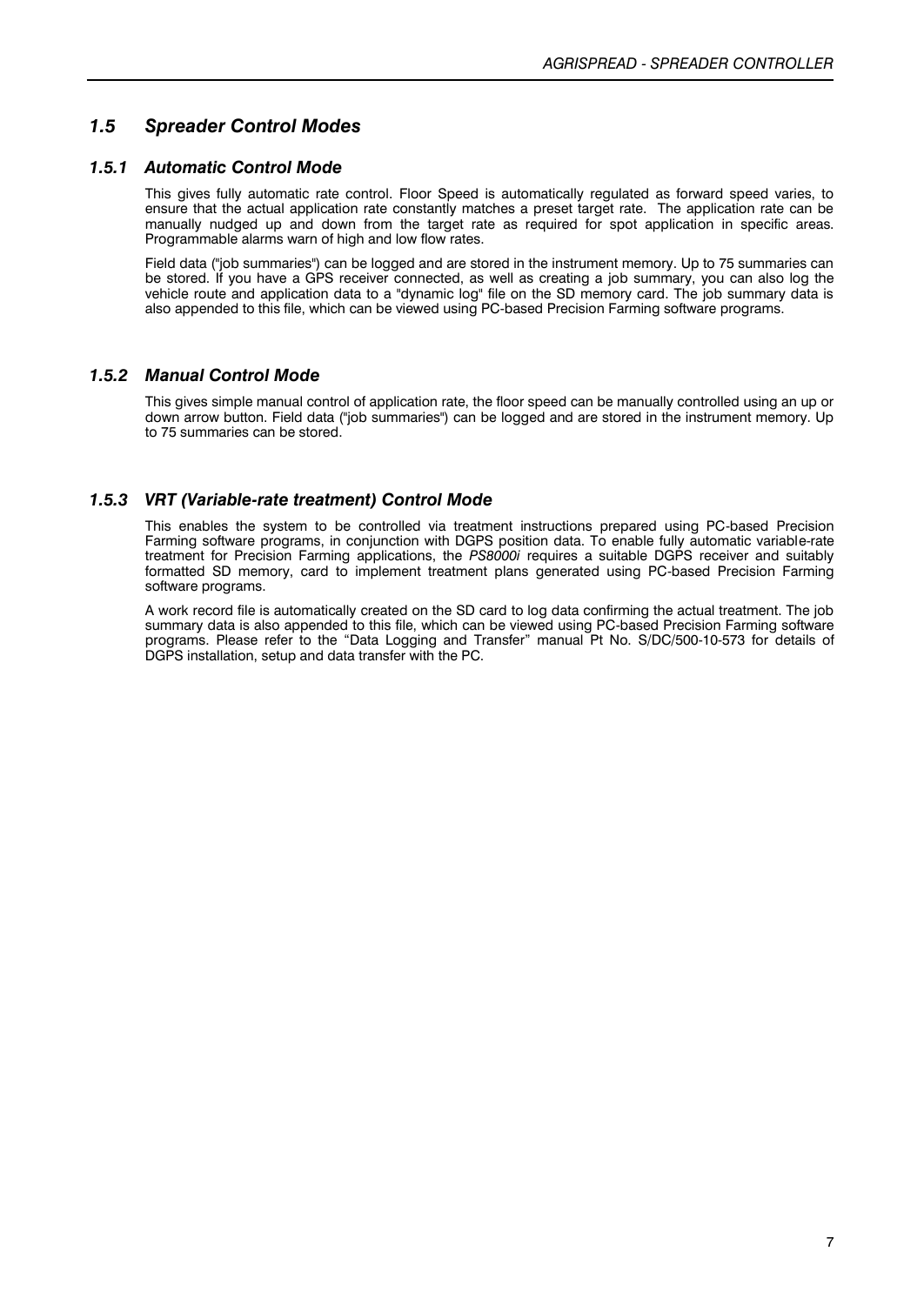## *1.5 Spreader Control Modes*

### *1.5.1 Automatic Control Mode*

This gives fully automatic rate control. Floor Speed is automatically regulated as forward speed varies, to ensure that the actual application rate constantly matches a preset target rate. The application rate can be manually nudged up and down from the target rate as required for spot application in specific areas. Programmable alarms warn of high and low flow rates.

Field data ("job summaries") can be logged and are stored in the instrument memory. Up to 75 summaries can be stored. If you have a GPS receiver connected, as well as creating a job summary, you can also log the vehicle route and application data to a "dynamic log" file on the SD memory card. The job summary data is also appended to this file, which can be viewed using PC-based Precision Farming software programs.

### *1.5.2 Manual Control Mode*

This gives simple manual control of application rate, the floor speed can be manually controlled using an up or down arrow button. Field data ("job summaries") can be logged and are stored in the instrument memory. Up to 75 summaries can be stored.

### *1.5.3 VRT (Variable-rate treatment) Control Mode*

This enables the system to be controlled via treatment instructions prepared using PC-based Precision Farming software programs, in conjunction with DGPS position data. To enable fully automatic variable-rate treatment for Precision Farming applications, the *PS8000i* requires a suitable DGPS receiver and suitably formatted SD memory, card to implement treatment plans generated using PC-based Precision Farming software programs.

A work record file is automatically created on the SD card to log data confirming the actual treatment. The job summary data is also appended to this file, which can be viewed using PC-based Precision Farming software programs. Please refer to the "Data Logging and Transfer" manual Pt No. S/DC/500-10-573 for details of DGPS installation, setup and data transfer with the PC.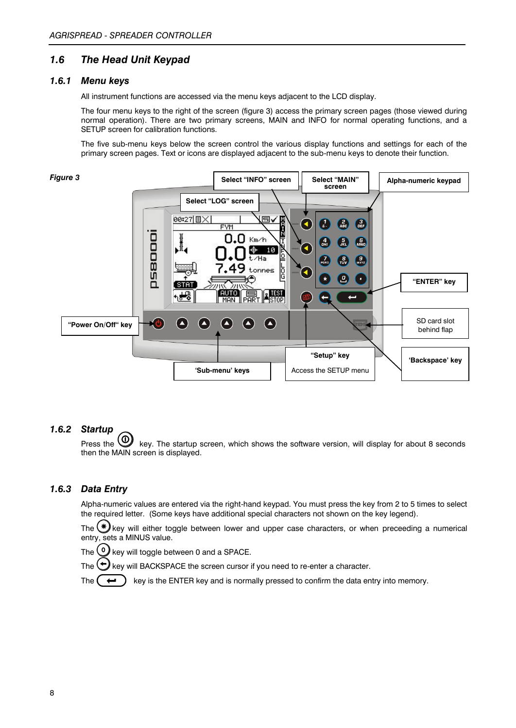## 1.6 The Head Unit Keypad

### 1.6.1 Menu keys

All instrument functions are accessed via the menu keys adjacent to the LCD display.

The four menu keys to the right of the screen (figure 3) access the primary screen pages (those viewed during normal operation). There are two primary screens, MAIN and INFO for normal operating functions, and a SETUP screen for calibration functions.

The five sub-menu keys below the screen control the various display functions and settings for each of the primary screen pages. Text or icons are displayed adjacent to the sub-menu keys to denote their function.

*Figure 3*

### 1.6.2 Startup

Press the ⓞ key. The startup screen, which shows the software version, will display for about 8 seconds then the MAIN screen is displayed.

### 1.6.3 Data Entry

Alpha-numeric values are entered via the right-hand keypad. You must press the key from 2 to 5 times to select the required letter. (Some keys have additional special characters not shown on the key legend).

The ✱ key will either toggle between lower and upper case characters, or when preceeding a numerical entry, sets a MINUS value.

The 0 key will toggle between 0 and a SPACE.

The ← key will BACKSPACE the screen cursor if you need to re-enter a character.

The ↵ key is the ENTER key and is normally pressed to confirm the data entry into memory.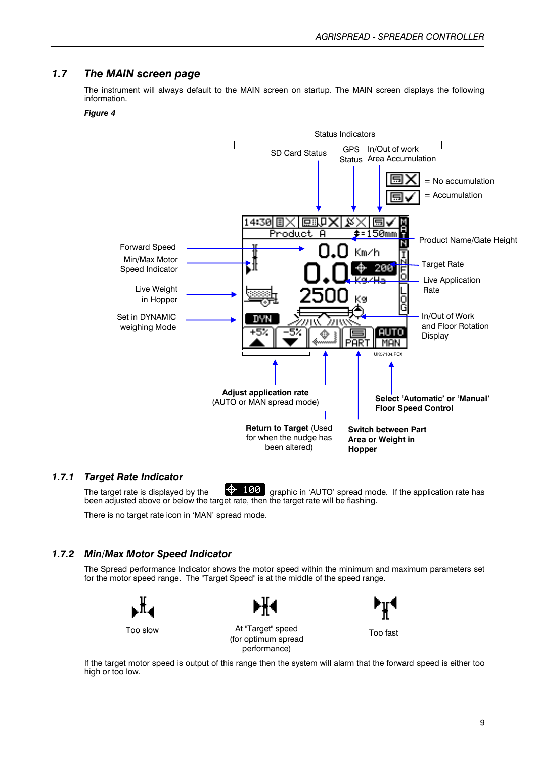## 1.7 The MAIN screen page

The instrument will always default to the MAIN screen on startup. The MAIN screen displays the following information.

***Figure 4***

Status Indicators

SD Card Status

GPS Status

In/Out of work Area Accumulation

= No accumulation

= Accumulation

Forward Speed

Min/Max Motor Speed Indicator

Live Weight in Hopper

Set in DYNAMIC weighing Mode

Product Name/Gate Height

Target Rate

Live Application Rate

In/Out of Work and Floor Rotation Display

**Adjust application rate** (AUTO or MAN spread mode)

**Return to Target** (Used for when the nudge has been altered)

**Switch between Part Area or Weight in Hopper**

**Select 'Automatic' or 'Manual' Floor Speed Control**

### 1.7.1 Target Rate Indicator

The target rate is displayed by the [100] graphic in 'AUTO' spread mode. If the application rate has been adjusted above or below the target rate, then the target rate will be flashing.

There is no target rate icon in 'MAN' spread mode.

### 1.7.2 Min/Max Motor Speed Indicator

The Spread performance Indicator shows the motor speed within the minimum and maximum parameters set for the motor speed range. The "Target Speed" is at the middle of the speed range.

Too slow

At "Target" speed (for optimum spread performance)

Too fast

If the target motor speed is output of this range then the system will alarm that the forward speed is either too high or too low.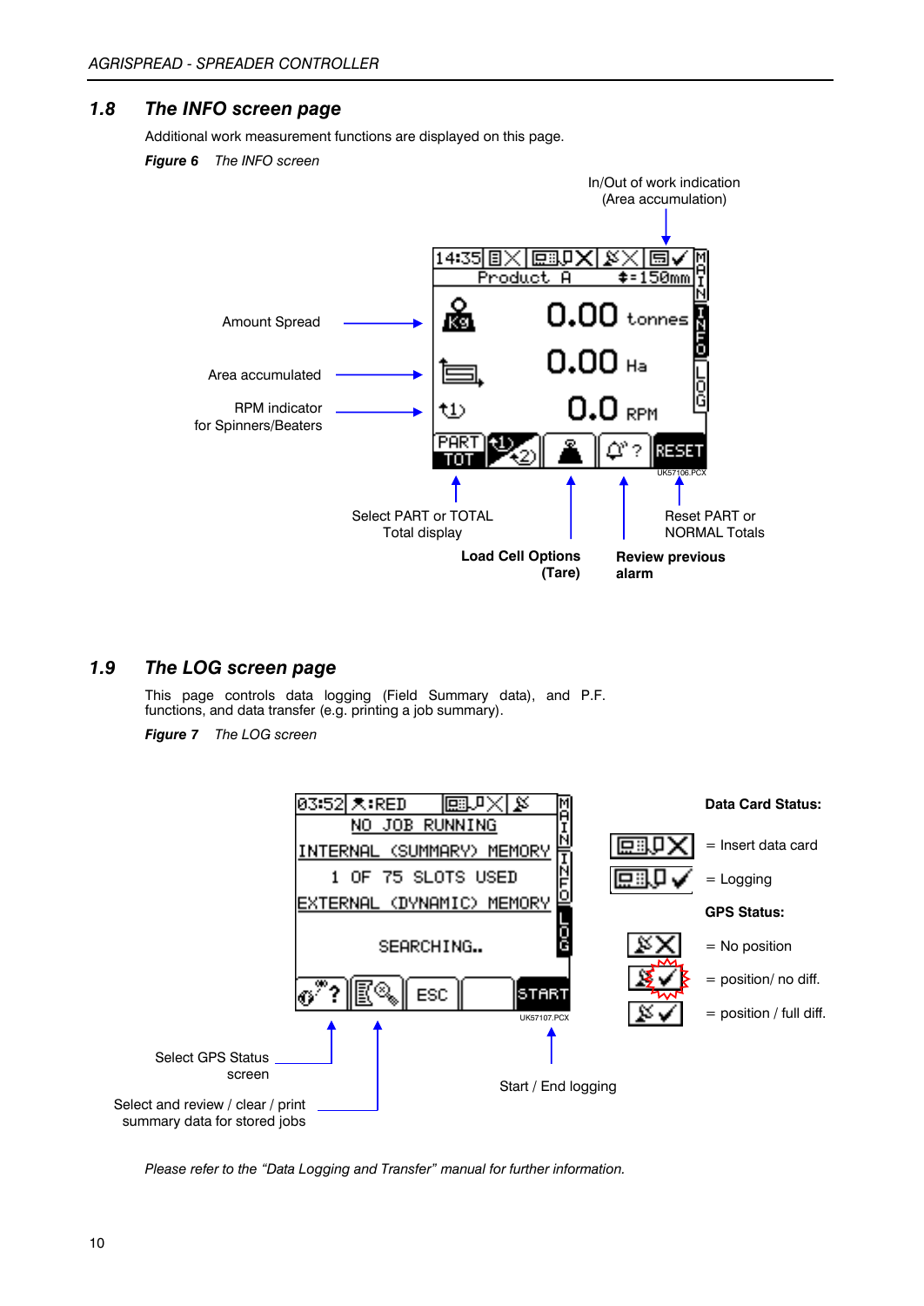## 1.8 *The INFO screen page*

Additional work measurement functions are displayed on this page.

***Figure 6*** *The INFO screen*

In/Out of work indication
(Area accumulation)

Amount Spread

Area accumulated

RPM indicator
for Spinners/Beaters

Select PART or TOTAL
Total display

**Load Cell Options
(Tare)**

**Review previous
alarm**

Reset PART or
NORMAL Totals

## 1.9 *The LOG screen page*

This page controls data logging (Field Summary data), and P.F. functions, and data transfer (e.g. printing a job summary).

***Figure 7*** *The LOG screen*

**Data Card Status:**

= Insert data card

= Logging

**GPS Status:**

= No position

= position/ no diff.

= position / full diff.

Select GPS Status
screen

Select and review / clear / print
summary data for stored jobs

Start / End logging

*Please refer to the "Data Logging and Transfer" manual for further information.*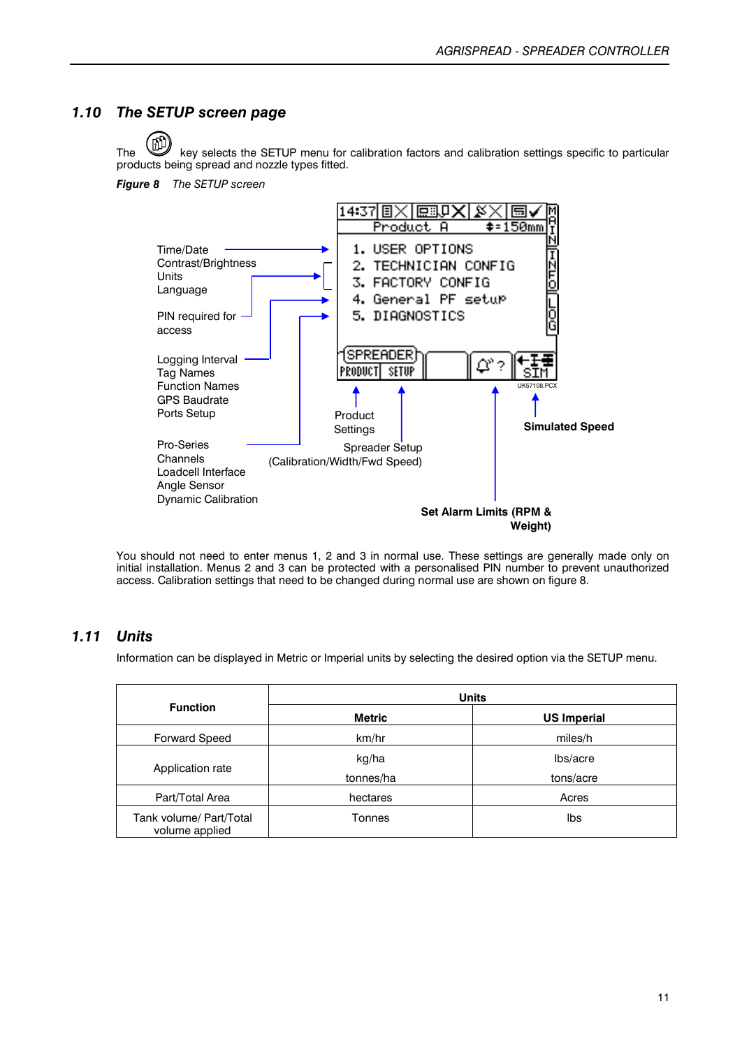## 1.10 *The SETUP screen page*

The key selects the SETUP menu for calibration factors and calibration settings specific to particular products being spread and nozzle types fitted.

***Figure 8*** *The SETUP screen*

Time/Date
Contrast/Brightness
Units
Language

PIN required for access

Logging Interval
Tag Names
Function Names
GPS Baudrate
Ports Setup

Pro-Series
Channels
Loadcell Interface
Angle Sensor
Dynamic Calibration

14:37 Product A ‡=150mm

1. USER OPTIONS
2. TECHNICIAN CONFIG
3. FACTORY CONFIG
4. General PF setup
5. DIAGNOSTICS

SPREADER PRODUCT SETUP SIM

MAIN INFO LOG

UK57108.PCX

Product Settings

Spreader Setup (Calibration/Width/Fwd Speed)

**Simulated Speed**

**Set Alarm Limits (RPM & Weight)**

You should not need to enter menus 1, 2 and 3 in normal use. These settings are generally made only on initial installation. Menus 2 and 3 can be protected with a personalised PIN number to prevent unauthorized access. Calibration settings that need to be changed during normal use are shown on figure 8.

## 1.11 *Units*

Information can be displayed in Metric or Imperial units by selecting the desired option via the SETUP menu.

| **Function** | **Units** | |
|---|---|---|
| | **Metric** | **US Imperial** |
| Forward Speed | km/hr | miles/h |
| Application rate | kg/ha<br>tonnes/ha | lbs/acre<br>tons/acre |
| Part/Total Area | hectares | Acres |
| Tank volume/ Part/Total volume applied | Tonnes | lbs |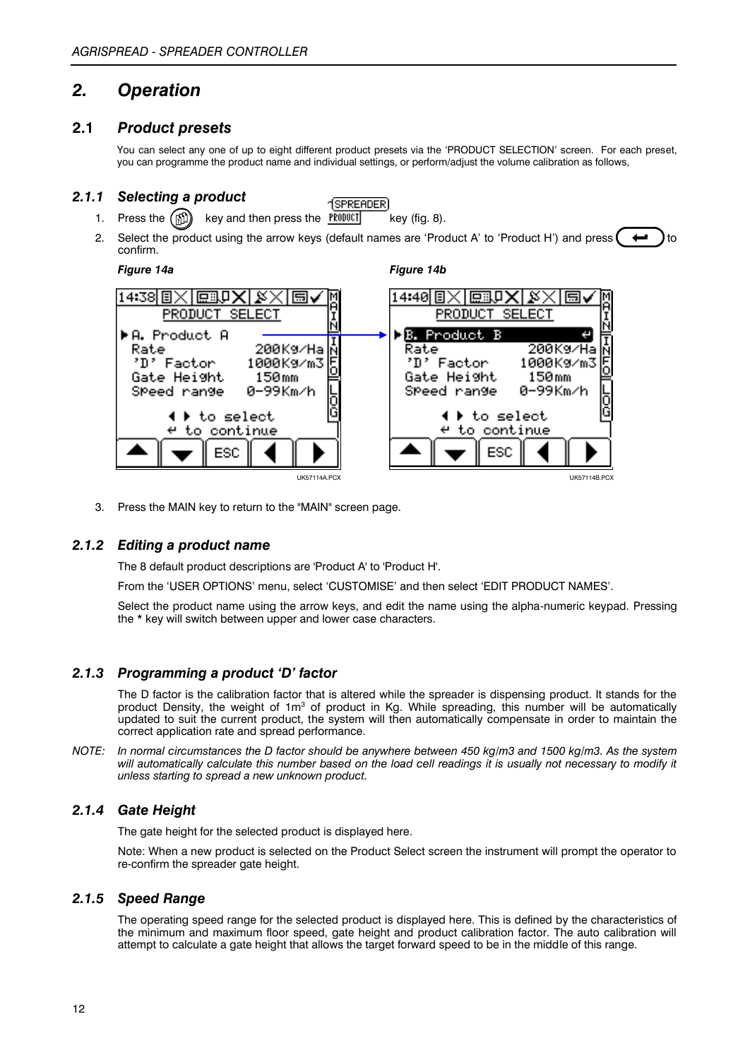## 2. Operation

### 2.1 Product presets

You can select any one of up to eight different product presets via the 'PRODUCT SELECTION' screen. For each preset, you can programme the product name and individual settings, or perform/adjust the volume calibration as follows,

#### 2.1.1 Selecting a product

1. Press the key and then press the SPREADER PRODUCT key (fig. 8).
2. Select the product using the arrow keys (default names are 'Product A' to 'Product H') and press ↵ to confirm.

**Figure 14a**

```
14:38
PRODUCT SELECT
▶A. Product A
Rate            200Kg/Ha
'D' Factor      1000Kg/m3
Gate Height     150mm
Speed range     0-99Km/h
◀ ▶ to select
↵ to continue
▲ ▼ ESC ◀ ▶
```

UK57114A.PCX

**Figure 14b**

```
14:40
PRODUCT SELECT
▶B. Product B          ↵
Rate            200Kg/Ha
'D' Factor      1000Kg/m3
Gate Height     150mm
Speed range     0-99Km/h
◀ ▶ to select
↵ to continue
▲ ▼ ESC ◀ ▶
```

UK57114B.PCX

3. Press the MAIN key to return to the "MAIN" screen page.

#### 2.1.2 Editing a product name

The 8 default product descriptions are 'Product A' to 'Product H'.

From the 'USER OPTIONS' menu, select 'CUSTOMISE' and then select 'EDIT PRODUCT NAMES'.

Select the product name using the arrow keys, and edit the name using the alpha-numeric keypad. Pressing the **\*** key will switch between upper and lower case characters.

#### 2.1.3 Programming a product 'D' factor

The D factor is the calibration factor that is altered while the spreader is dispensing product. It stands for the product Density, the weight of 1m$^3$ of product in Kg. While spreading, this number will be automatically updated to suit the current product, the system will then automatically compensate in order to maintain the correct application rate and spread performance.

*NOTE: In normal circumstances the D factor should be anywhere between 450 kg/m3 and 1500 kg/m3. As the system will automatically calculate this number based on the load cell readings it is usually not necessary to modify it unless starting to spread a new unknown product.*

#### 2.1.4 Gate Height

The gate height for the selected product is displayed here.

Note: When a new product is selected on the Product Select screen the instrument will prompt the operator to re-confirm the spreader gate height.

#### 2.1.5 Speed Range

The operating speed range for the selected product is displayed here. This is defined by the characteristics of the minimum and maximum floor speed, gate height and product calibration factor. The auto calibration will attempt to calculate a gate height that allows the target forward speed to be in the middle of this range.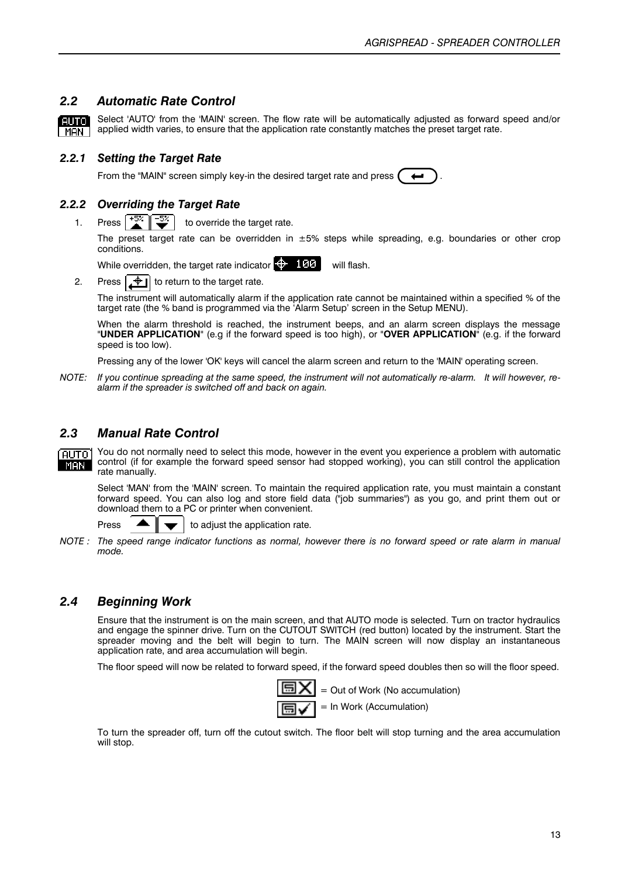## *2.2 Automatic Rate Control*

Select 'AUTO' from the 'MAIN' screen. The flow rate will be automatically adjusted as forward speed and/or applied width varies, to ensure that the application rate constantly matches the preset target rate.

### *2.2.1 Setting the Target Rate*

From the "MAIN" screen simply key-in the desired target rate and press .

### *2.2.2 Overriding the Target Rate*

1. Press to override the target rate.

   The preset target rate can be overridden in ±5% steps while spreading, e.g. boundaries or other crop conditions.

   While overridden, the target rate indicator will flash.

2. Press to return to the target rate.

   The instrument will automatically alarm if the application rate cannot be maintained within a specified % of the target rate (the % band is programmed via the 'Alarm Setup' screen in the Setup MENU).

   When the alarm threshold is reached, the instrument beeps, and an alarm screen displays the message "**UNDER APPLICATION**" (e.g if the forward speed is too high), or "**OVER APPLICATION**" (e.g. if the forward speed is too low).

   Pressing any of the lower 'OK' keys will cancel the alarm screen and return to the 'MAIN' operating screen.

*NOTE: If you continue spreading at the same speed, the instrument will not automatically re-alarm. It will however, re-alarm if the spreader is switched off and back on again.*

## *2.3 Manual Rate Control*

You do not normally need to select this mode, however in the event you experience a problem with automatic control (if for example the forward speed sensor had stopped working), you can still control the application rate manually.

Select 'MAN' from the 'MAIN' screen. To maintain the required application rate, you must maintain a constant forward speed. You can also log and store field data ("job summaries") as you go, and print them out or download them to a PC or printer when convenient.

Press to adjust the application rate.

*NOTE : The speed range indicator functions as normal, however there is no forward speed or rate alarm in manual mode.*

## *2.4 Beginning Work*

Ensure that the instrument is on the main screen, and that AUTO mode is selected. Turn on tractor hydraulics and engage the spinner drive. Turn on the CUTOUT SWITCH (red button) located by the instrument. Start the spreader moving and the belt will begin to turn. The MAIN screen will now display an instantaneous application rate, and area accumulation will begin.

The floor speed will now be related to forward speed, if the forward speed doubles then so will the floor speed.

= Out of Work (No accumulation)

= In Work (Accumulation)

To turn the spreader off, turn off the cutout switch. The floor belt will stop turning and the area accumulation will stop.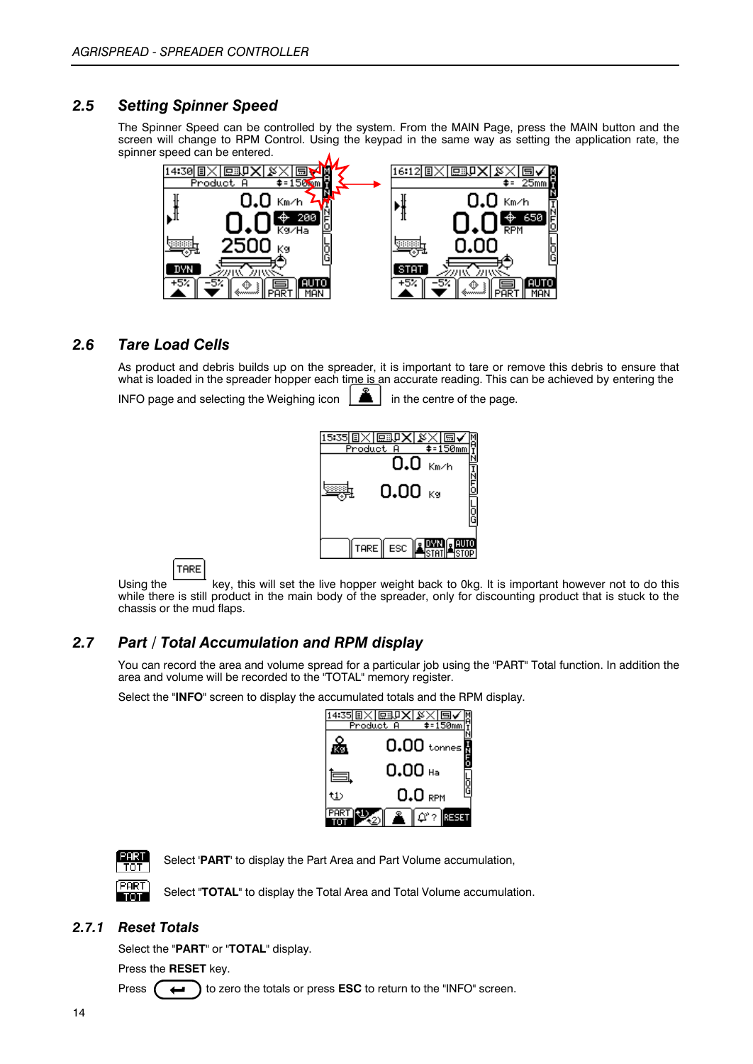## 2.5 Setting Spinner Speed

The Spinner Speed can be controlled by the system. From the MAIN Page, press the MAIN button and the screen will change to RPM Control. Using the keypad in the same way as setting the application rate, the spinner speed can be entered.

## 2.6 Tare Load Cells

As product and debris builds up on the spreader, it is important to tare or remove this debris to ensure that what is loaded in the spreader hopper each time is an accurate reading. This can be achieved by entering the INFO page and selecting the Weighing icon in the centre of the page.

Using the TARE key, this will set the live hopper weight back to 0kg. It is important however not to do this while there is still product in the main body of the spreader, only for discounting product that is stuck to the chassis or the mud flaps.

## 2.7 Part / Total Accumulation and RPM display

You can record the area and volume spread for a particular job using the "PART" Total function. In addition the area and volume will be recorded to the "TOTAL" memory register.

Select the "**INFO**" screen to display the accumulated totals and the RPM display.

Select '**PART**' to display the Part Area and Part Volume accumulation,

Select "**TOTAL**" to display the Total Area and Total Volume accumulation.

### 2.7.1 Reset Totals

Select the "**PART**" or "**TOTAL**" display.

Press the **RESET** key.

Press to zero the totals or press **ESC** to return to the "INFO" screen.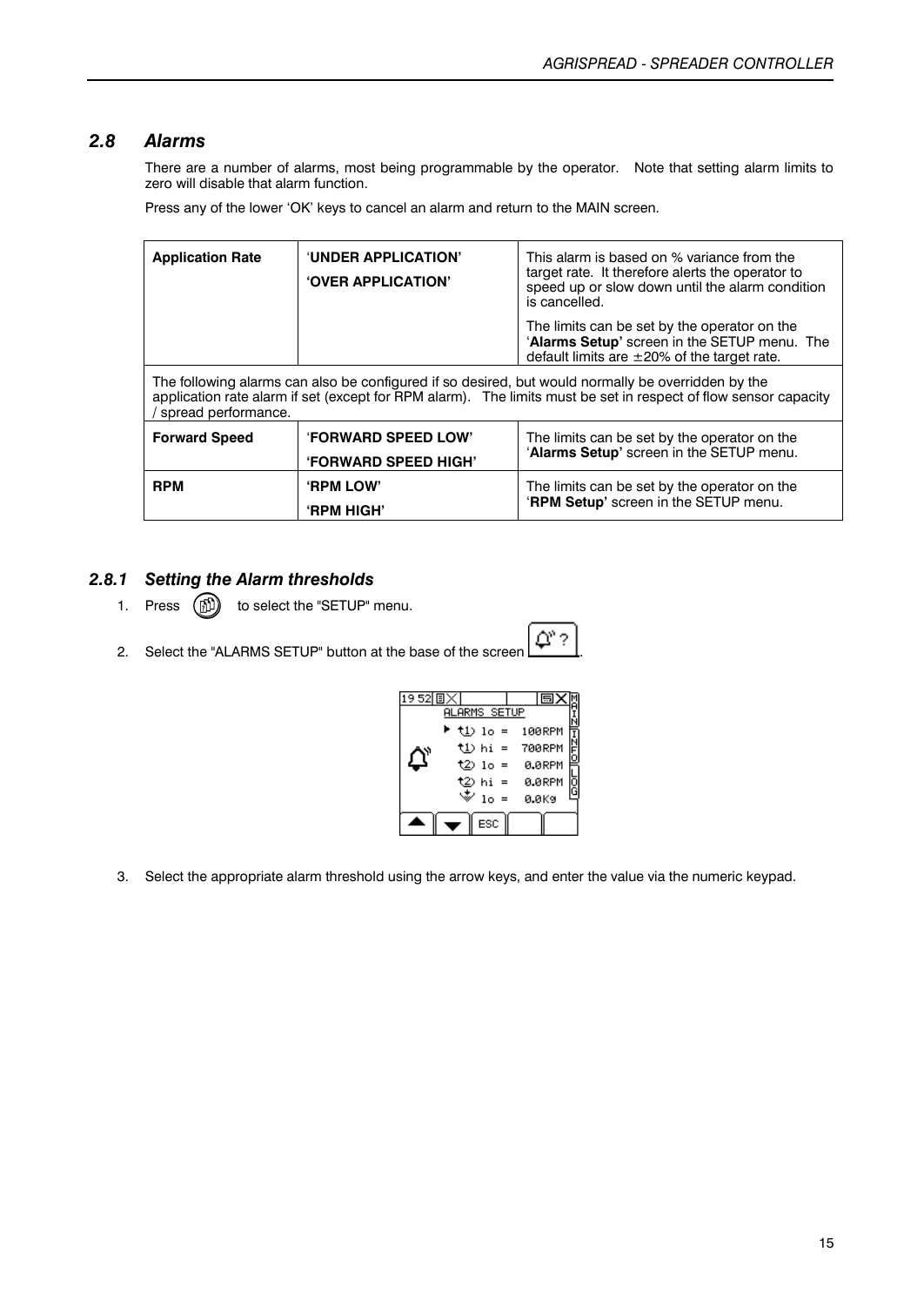## 2.8 Alarms

There are a number of alarms, most being programmable by the operator. Note that setting alarm limits to zero will disable that alarm function.

Press any of the lower 'OK' keys to cancel an alarm and return to the MAIN screen.

| | | |
|---|---|---|
| **Application Rate** | '**UNDER APPLICATION'**<br>**'OVER APPLICATION'** | This alarm is based on % variance from the target rate. It therefore alerts the operator to speed up or slow down until the alarm condition is cancelled.<br><br>The limits can be set by the operator on the '**Alarms Setup'** screen in the SETUP menu. The default limits are ±20% of the target rate. |
| The following alarms can also be configured if so desired, but would normally be overridden by the application rate alarm if set (except for RPM alarm). The limits must be set in respect of flow sensor capacity / spread performance. | | |
| **Forward Speed** | '**FORWARD SPEED LOW'**<br>**'FORWARD SPEED HIGH'** | The limits can be set by the operator on the '**Alarms Setup'** screen in the SETUP menu. |
| **RPM** | **'RPM LOW'**<br>**'RPM HIGH'** | The limits can be set by the operator on the '**RPM Setup'** screen in the SETUP menu. |

### 2.8.1 Setting the Alarm thresholds

1. Press to select the "SETUP" menu.
2. Select the "ALARMS SETUP" button at the base of the screen.

```
19 52              
ALARMS SETUP
▶ 1 lo =  100RPM
  1 hi =  700RPM
  2 lo =  0.0RPM
  2 hi =  0.0RPM
    lo =  0.0Kg
[▲] [▼] [ESC] [ ] [ ]
```

3. Select the appropriate alarm threshold using the arrow keys, and enter the value via the numeric keypad.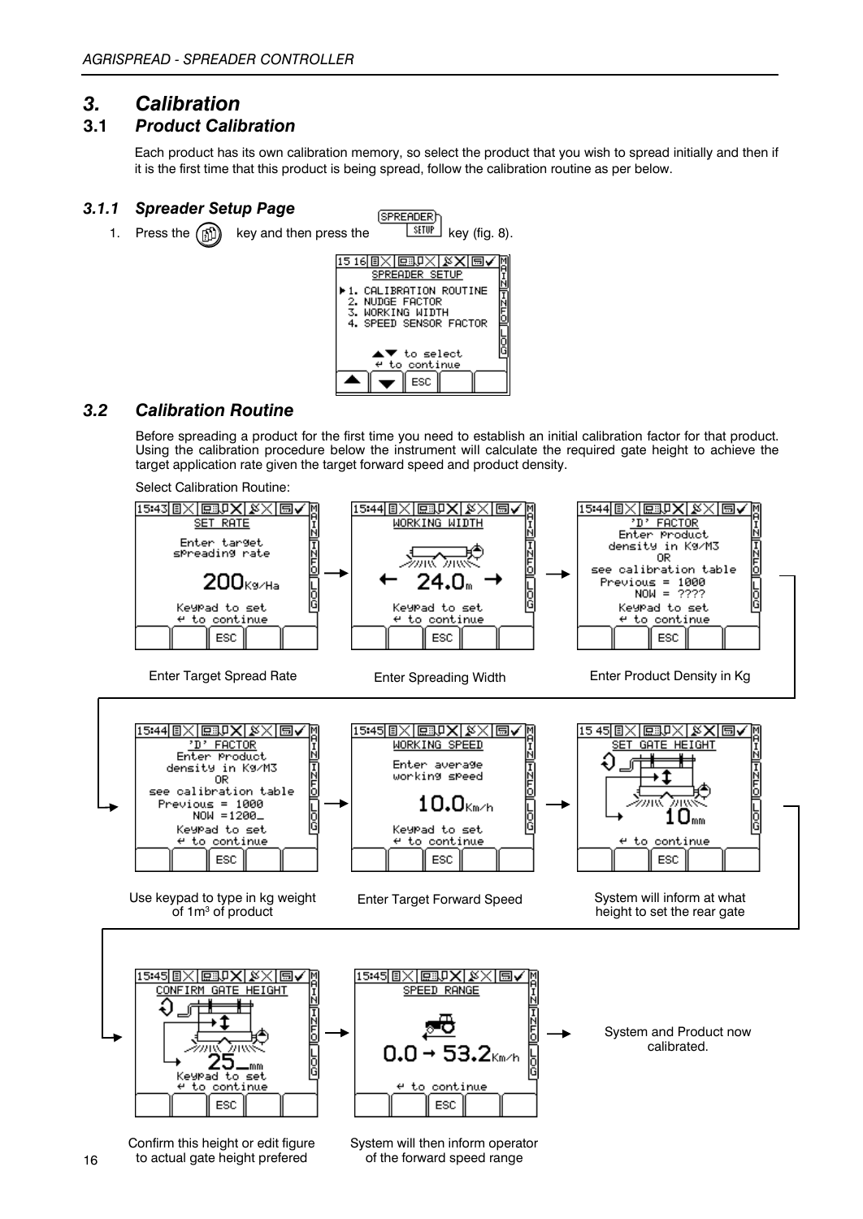# 3. Calibration

## 3.1 Product Calibration

Each product has its own calibration memory, so select the product that you wish to spread initially and then if it is the first time that this product is being spread, follow the calibration routine as per below.

### 3.1.1 Spreader Setup Page

1. Press the key and then press the SPREADER SETUP key (fig. 8).

SPREADER SETUP
- 1. CALIBRATION ROUTINE
- 2. NUDGE FACTOR
- 3. WORKING WIDTH
- 4. SPEED SENSOR FACTOR

▲▼ to select
↵ to continue

## 3.2 Calibration Routine

Before spreading a product for the first time you need to establish an initial calibration factor for that product. Using the calibration procedure below the instrument will calculate the required gate height to achieve the target application rate given the target forward speed and product density.

Select Calibration Routine:

SET RATE — Enter target spreading rate — 200Kg/Ha — Keypad to set, ↵ to continue

Enter Target Spread Rate

WORKING WIDTH — 24.0m — Keypad to set, ↵ to continue

Enter Spreading Width

'D' FACTOR — Enter Product density in Kg/M3 OR see calibration table — Previous = 1000, NOW = ???? — Keypad to set, ↵ to continue

Enter Product Density in Kg

'D' FACTOR — Enter Product density in Kg/M3 OR see calibration table — Previous = 1000, NOW =1200_ — Keypad to set, ↵ to continue

Use keypad to type in kg weight of 1m³ of product

WORKING SPEED — Enter average working speed — 10.0Km/h — Keypad to set, ↵ to continue

Enter Target Forward Speed

SET GATE HEIGHT — 10mm — ↵ to continue

System will inform at what height to set the rear gate

CONFIRM GATE HEIGHT — 25_mm — Keypad to set, ↵ to continue

Confirm this height or edit figure to actual gate height prefered

SPEED RANGE — 0.0 → 53.2Km/h — ↵ to continue

System will then inform operator of the forward speed range

System and Product now calibrated.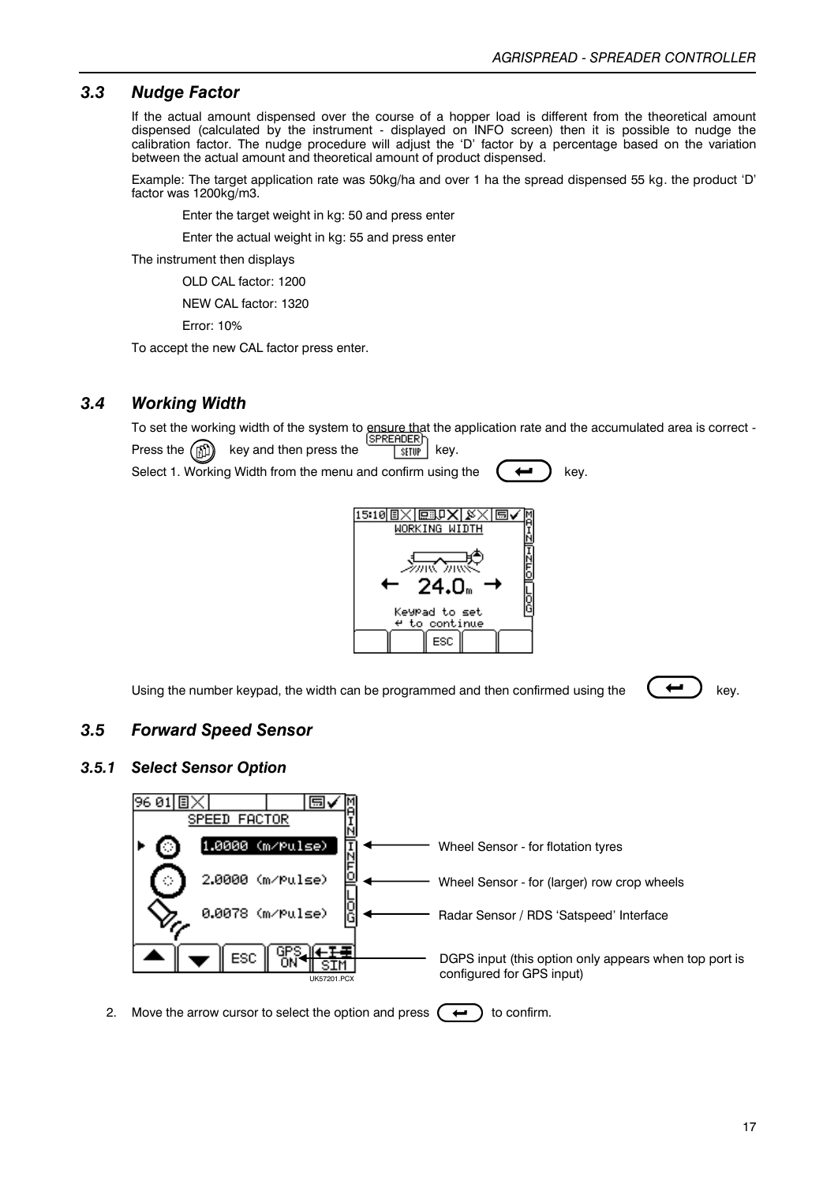### 3.3 Nudge Factor

If the actual amount dispensed over the course of a hopper load is different from the theoretical amount dispensed (calculated by the instrument - displayed on INFO screen) then it is possible to nudge the calibration factor. The nudge procedure will adjust the 'D' factor by a percentage based on the variation between the actual amount and theoretical amount of product dispensed.

Example: The target application rate was 50kg/ha and over 1 ha the spread dispensed 55 kg. the product 'D' factor was 1200kg/m3.

Enter the target weight in kg: 50 and press enter

Enter the actual weight in kg: 55 and press enter

The instrument then displays

OLD CAL factor: 1200

NEW CAL factor: 1320

Error: 10%

To accept the new CAL factor press enter.

### 3.4 Working Width

To set the working width of the system to ensure that the application rate and the accumulated area is correct - Press the key and then press the SPREADER SETUP key.

Select 1. Working Width from the menu and confirm using the ↵ key.

Using the number keypad, the width can be programmed and then confirmed using the ↵ key.

### 3.5 Forward Speed Sensor

#### 3.5.1 Select Sensor Option

- Wheel Sensor - for flotation tyres (1.0000 (m/pulse))
- Wheel Sensor - for (larger) row crop wheels (2.0000 (m/pulse))
- Radar Sensor / RDS 'Satspeed' Interface (0.0078 (m/pulse))
- DGPS input (this option only appears when top port is configured for GPS input)

UK57201.PCX

2. Move the arrow cursor to select the option and press ↵ to confirm.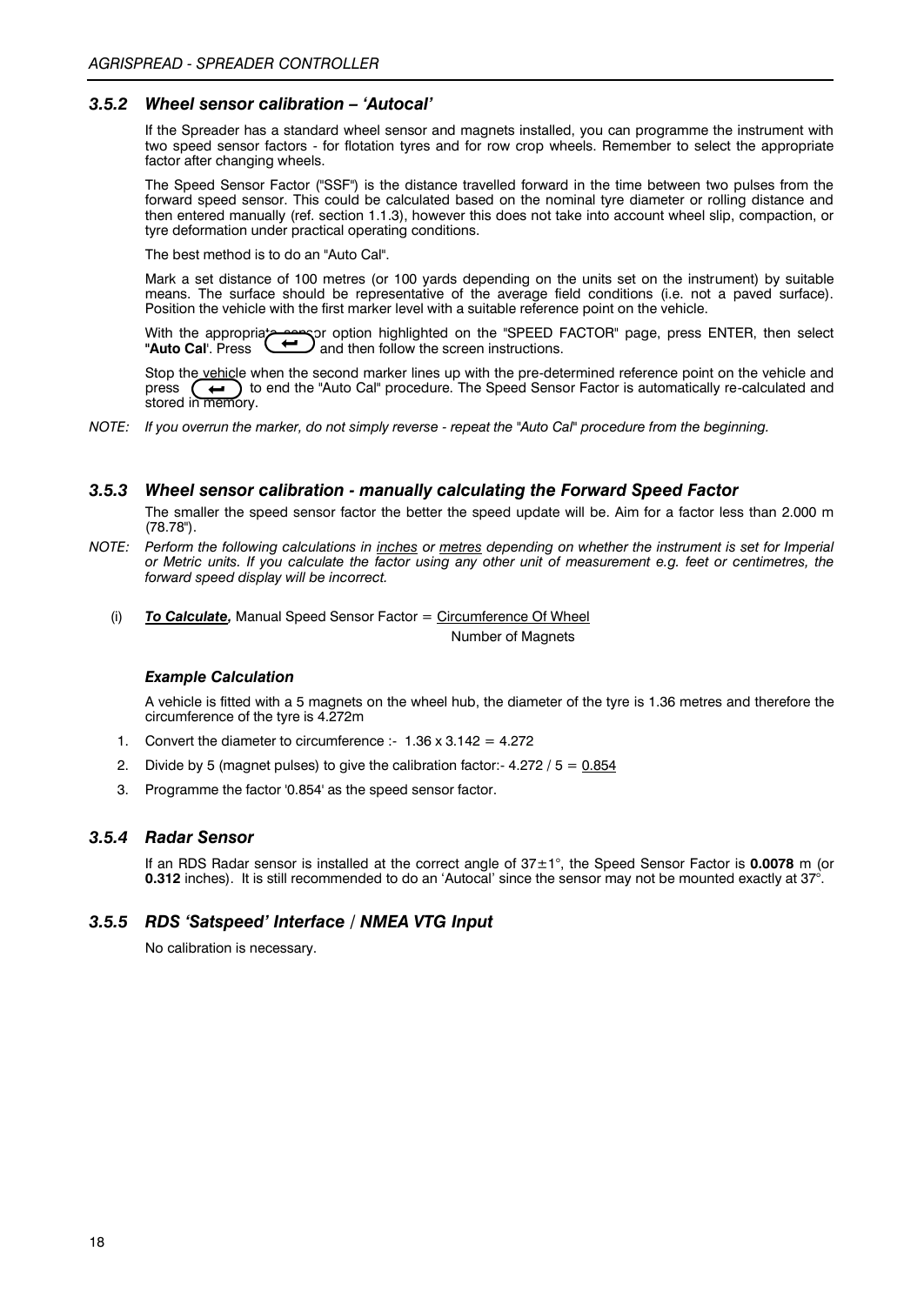### 3.5.2 *Wheel sensor calibration – 'Autocal'*

If the Spreader has a standard wheel sensor and magnets installed, you can programme the instrument with two speed sensor factors - for flotation tyres and for row crop wheels. Remember to select the appropriate factor after changing wheels.

The Speed Sensor Factor ("SSF") is the distance travelled forward in the time between two pulses from the forward speed sensor. This could be calculated based on the nominal tyre diameter or rolling distance and then entered manually (ref. section 1.1.3), however this does not take into account wheel slip, compaction, or tyre deformation under practical operating conditions.

The best method is to do an "Auto Cal".

Mark a set distance of 100 metres (or 100 yards depending on the units set on the instrument) by suitable means. The surface should be representative of the average field conditions (i.e. not a paved surface). Position the vehicle with the first marker level with a suitable reference point on the vehicle.

With the appropriate sensor option highlighted on the "SPEED FACTOR" page, press ENTER, then select "**Auto Cal**'. Press ↵ and then follow the screen instructions.

Stop the vehicle when the second marker lines up with the pre-determined reference point on the vehicle and press ↵ to end the "Auto Cal" procedure. The Speed Sensor Factor is automatically re-calculated and stored in memory.

*NOTE: If you overrun the marker, do not simply reverse - repeat the "Auto Cal" procedure from the beginning.*

### 3.5.3 *Wheel sensor calibration - manually calculating the Forward Speed Factor*

The smaller the speed sensor factor the better the speed update will be. Aim for a factor less than 2.000 m (78.78").

*NOTE: Perform the following calculations in inches or metres depending on whether the instrument is set for Imperial or Metric units. If you calculate the factor using any other unit of measurement e.g. feet or centimetres, the forward speed display will be incorrect.*

(i) ***To Calculate,*** Manual Speed Sensor Factor = $\frac{\text{Circumference Of Wheel}}{\text{Number of Magnets}}$

#### *Example Calculation*

A vehicle is fitted with a 5 magnets on the wheel hub, the diameter of the tyre is 1.36 metres and therefore the circumference of the tyre is 4.272m

1. Convert the diameter to circumference :- 1.36 x 3.142 = 4.272
2. Divide by 5 (magnet pulses) to give the calibration factor:- 4.272 / 5 = 0.854
3. Programme the factor '0.854' as the speed sensor factor.

### 3.5.4 *Radar Sensor*

If an RDS Radar sensor is installed at the correct angle of 37±1°, the Speed Sensor Factor is **0.0078** m (or **0.312** inches). It is still recommended to do an 'Autocal' since the sensor may not be mounted exactly at 37°.

### 3.5.5 *RDS 'Satspeed' Interface / NMEA VTG Input*

No calibration is necessary.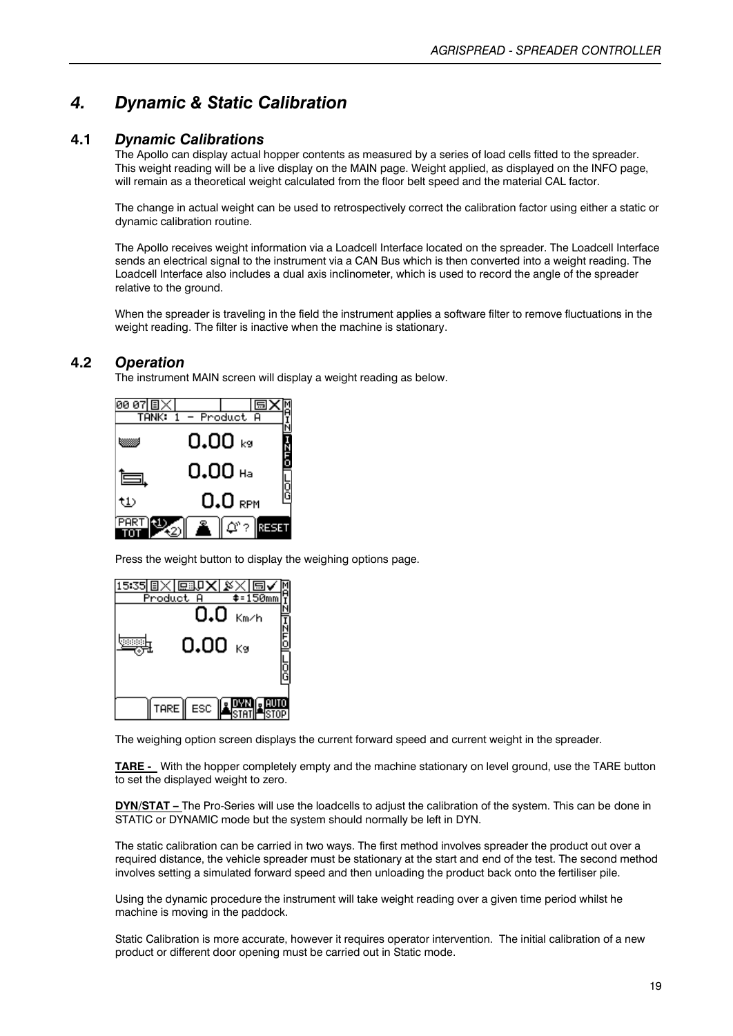# 4. Dynamic & Static Calibration

## 4.1 Dynamic Calibrations

The Apollo can display actual hopper contents as measured by a series of load cells fitted to the spreader. This weight reading will be a live display on the MAIN page. Weight applied, as displayed on the INFO page, will remain as a theoretical weight calculated from the floor belt speed and the material CAL factor.

The change in actual weight can be used to retrospectively correct the calibration factor using either a static or dynamic calibration routine.

The Apollo receives weight information via a Loadcell Interface located on the spreader. The Loadcell Interface sends an electrical signal to the instrument via a CAN Bus which is then converted into a weight reading. The Loadcell Interface also includes a dual axis inclinometer, which is used to record the angle of the spreader relative to the ground.

When the spreader is traveling in the field the instrument applies a software filter to remove fluctuations in the weight reading. The filter is inactive when the machine is stationary.

## 4.2 Operation

The instrument MAIN screen will display a weight reading as below.

Press the weight button to display the weighing options page.

The weighing option screen displays the current forward speed and current weight in the spreader.

**TARE -** With the hopper completely empty and the machine stationary on level ground, use the TARE button to set the displayed weight to zero.

**DYN/STAT –** The Pro-Series will use the loadcells to adjust the calibration of the system. This can be done in STATIC or DYNAMIC mode but the system should normally be left in DYN.

The static calibration can be carried in two ways. The first method involves spreader the product out over a required distance, the vehicle spreader must be stationary at the start and end of the test. The second method involves setting a simulated forward speed and then unloading the product back onto the fertiliser pile.

Using the dynamic procedure the instrument will take weight reading over a given time period whilst he machine is moving in the paddock.

Static Calibration is more accurate, however it requires operator intervention. The initial calibration of a new product or different door opening must be carried out in Static mode.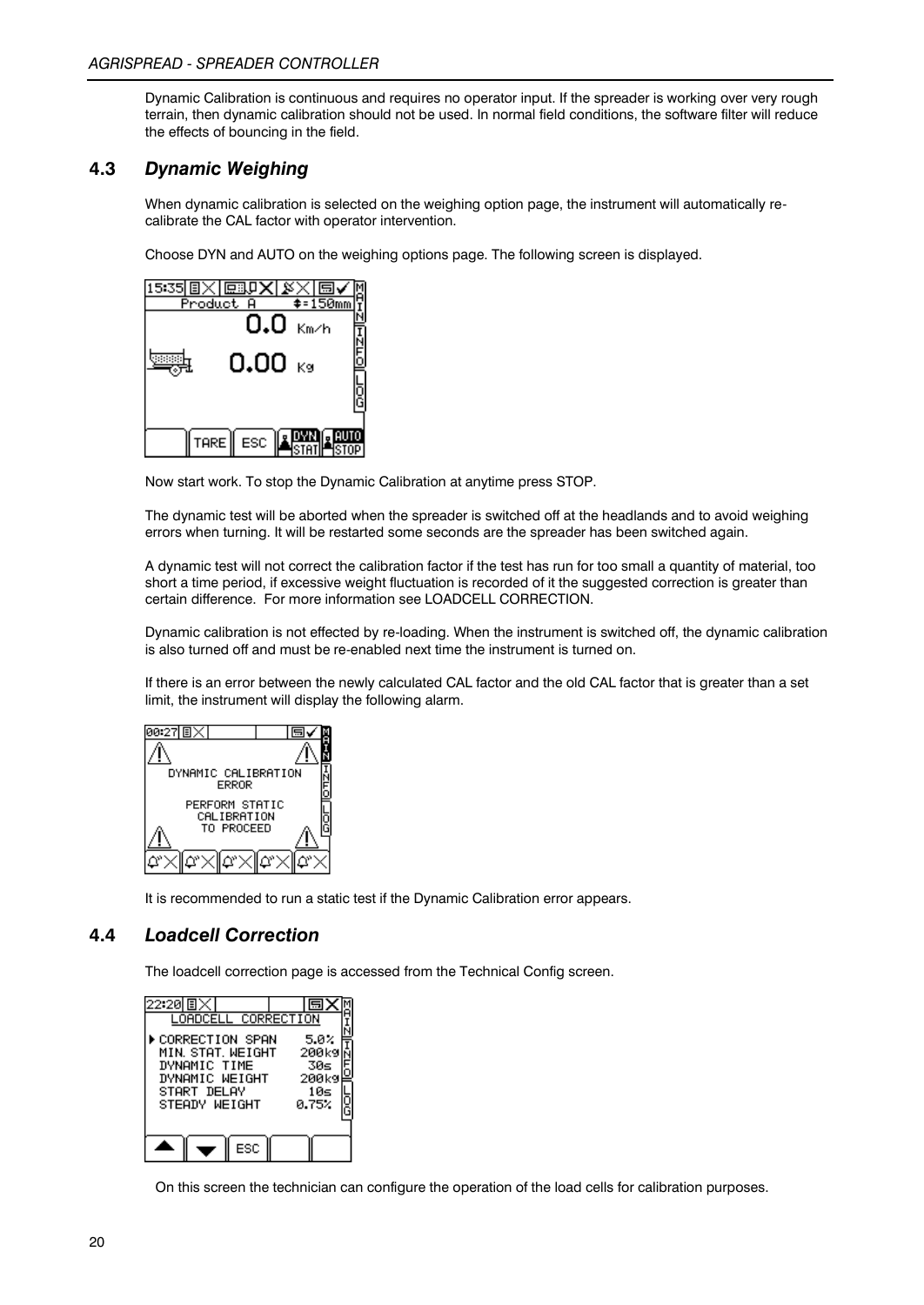Dynamic Calibration is continuous and requires no operator input. If the spreader is working over very rough terrain, then dynamic calibration should not be used. In normal field conditions, the software filter will reduce the effects of bouncing in the field.

## 4.3 *Dynamic Weighing*

When dynamic calibration is selected on the weighing option page, the instrument will automatically re-calibrate the CAL factor with operator intervention.

Choose DYN and AUTO on the weighing options page. The following screen is displayed.

Now start work. To stop the Dynamic Calibration at anytime press STOP.

The dynamic test will be aborted when the spreader is switched off at the headlands and to avoid weighing errors when turning. It will be restarted some seconds are the spreader has been switched again.

A dynamic test will not correct the calibration factor if the test has run for too small a quantity of material, too short a time period, if excessive weight fluctuation is recorded of it the suggested correction is greater than certain difference. For more information see LOADCELL CORRECTION.

Dynamic calibration is not effected by re-loading. When the instrument is switched off, the dynamic calibration is also turned off and must be re-enabled next time the instrument is turned on.

If there is an error between the newly calculated CAL factor and the old CAL factor that is greater than a set limit, the instrument will display the following alarm.

It is recommended to run a static test if the Dynamic Calibration error appears.

## 4.4 *Loadcell Correction*

The loadcell correction page is accessed from the Technical Config screen.

On this screen the technician can configure the operation of the load cells for calibration purposes.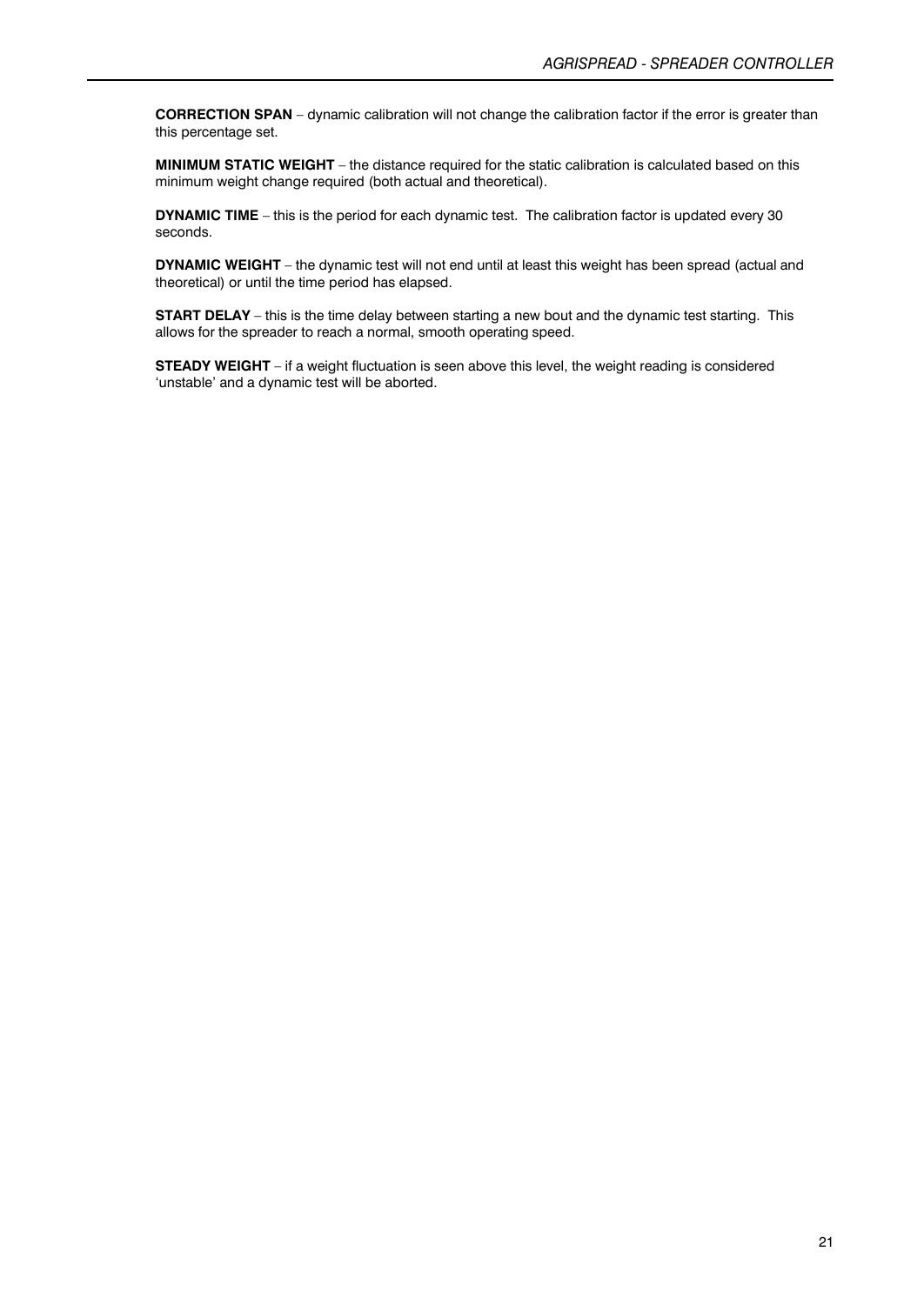**CORRECTION SPAN** – dynamic calibration will not change the calibration factor if the error is greater than this percentage set.

**MINIMUM STATIC WEIGHT** – the distance required for the static calibration is calculated based on this minimum weight change required (both actual and theoretical).

**DYNAMIC TIME** – this is the period for each dynamic test. The calibration factor is updated every 30 seconds.

**DYNAMIC WEIGHT** – the dynamic test will not end until at least this weight has been spread (actual and theoretical) or until the time period has elapsed.

**START DELAY** – this is the time delay between starting a new bout and the dynamic test starting. This allows for the spreader to reach a normal, smooth operating speed.

**STEADY WEIGHT** – if a weight fluctuation is seen above this level, the weight reading is considered 'unstable' and a dynamic test will be aborted.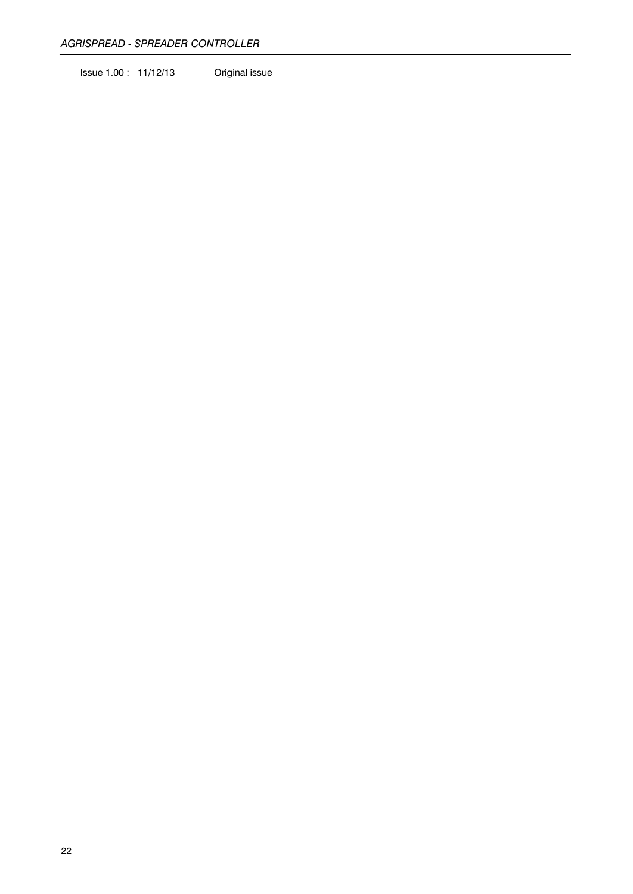Issue 1.00 : 11/12/13 Original issue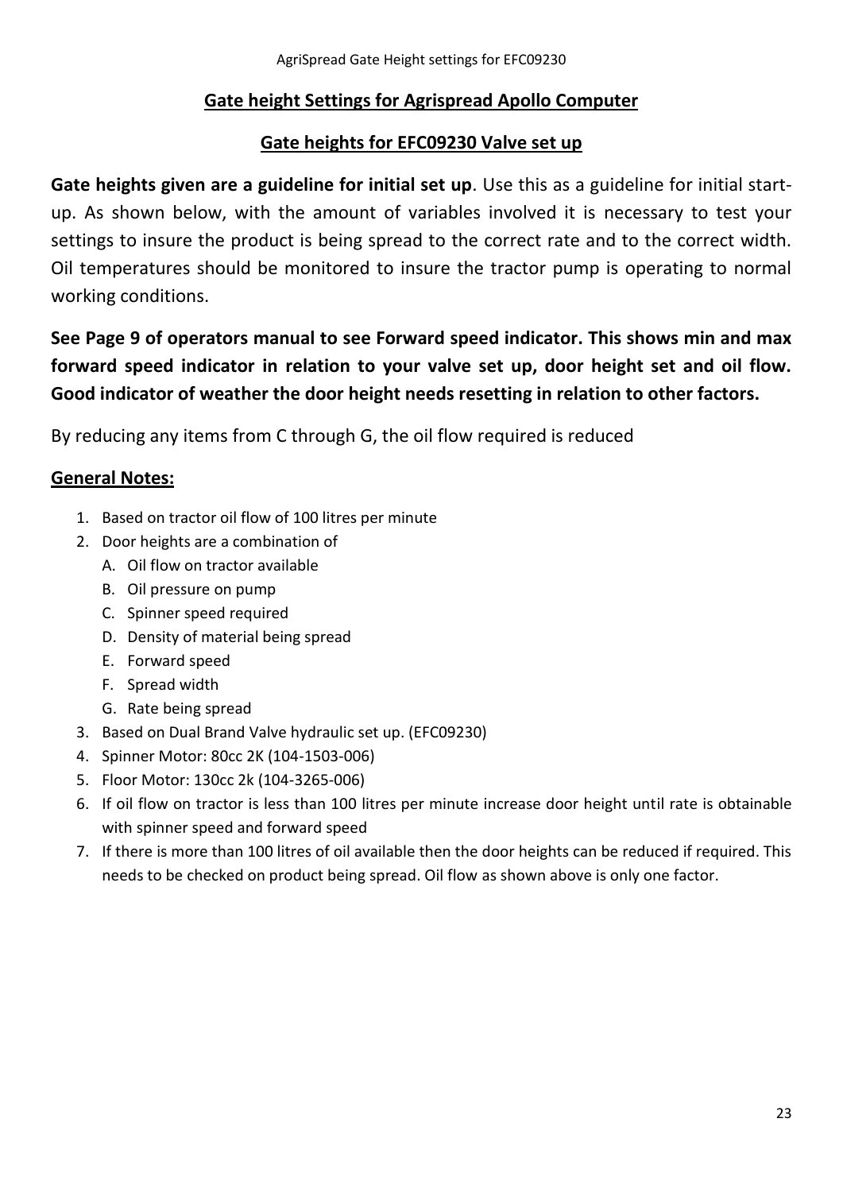## Gate height Settings for Agrispread Apollo Computer

## Gate heights for EFC09230 Valve set up

**Gate heights given are a guideline for initial set up**. Use this as a guideline for initial start-up. As shown below, with the amount of variables involved it is necessary to test your settings to insure the product is being spread to the correct rate and to the correct width. Oil temperatures should be monitored to insure the tractor pump is operating to normal working conditions.

**See Page 9 of operators manual to see Forward speed indicator. This shows min and max forward speed indicator in relation to your valve set up, door height set and oil flow. Good indicator of weather the door height needs resetting in relation to other factors.**

By reducing any items from C through G, the oil flow required is reduced

### General Notes:

1. Based on tractor oil flow of 100 litres per minute
2. Door heights are a combination of
   A. Oil flow on tractor available
   B. Oil pressure on pump
   C. Spinner speed required
   D. Density of material being spread
   E. Forward speed
   F. Spread width
   G. Rate being spread
3. Based on Dual Brand Valve hydraulic set up. (EFC09230)
4. Spinner Motor: 80cc 2K (104-1503-006)
5. Floor Motor: 130cc 2k (104-3265-006)
6. If oil flow on tractor is less than 100 litres per minute increase door height until rate is obtainable with spinner speed and forward speed
7. If there is more than 100 litres of oil available then the door heights can be reduced if required. This needs to be checked on product being spread. Oil flow as shown above is only one factor.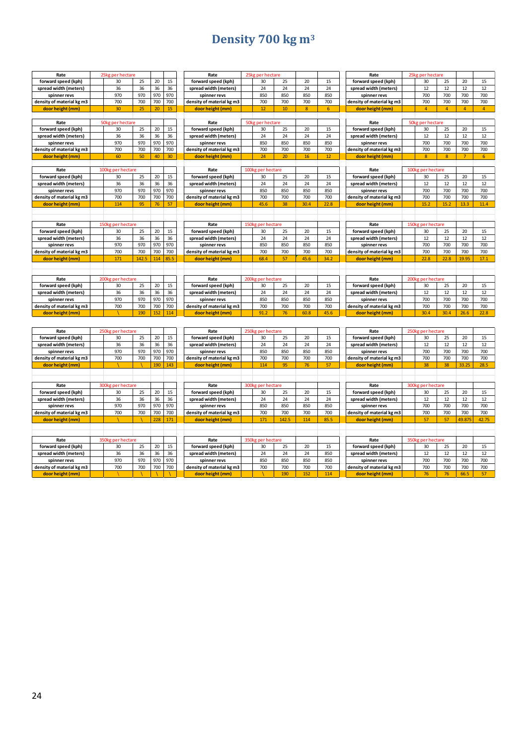# Density 700 kg m³

| Rate | 25kg per hectare | | | |
|---|---|---|---|---|
| forward speed (kph) | 30 | 25 | 20 | 15 |
| spread width (meters) | 36 | 36 | 36 | 36 |
| spinner revs | 970 | 970 | 970 | 970 |
| density of material kg m3 | 700 | 700 | 700 | 700 |
| door height (mm) | 30 | 25 | 20 | 15 |

| Rate | 25kg per hectare | | | |
|---|---|---|---|---|
| forward speed (kph) | 30 | 25 | 20 | 15 |
| spread width (meters) | 24 | 24 | 24 | 24 |
| spinner revs | 850 | 850 | 850 | 850 |
| density of material kg m3 | 700 | 700 | 700 | 700 |
| door height (mm) | 12 | 10 | 8 | 6 |

| Rate | 25kg per hectare | | | |
|---|---|---|---|---|
| forward speed (kph) | 30 | 25 | 20 | 15 |
| spread width (meters) | 12 | 12 | 12 | 12 |
| spinner revs | 700 | 700 | 700 | 700 |
| density of material kg m3 | 700 | 700 | 700 | 700 |
| door height (mm) | 4 | 4 | 4 | 4 |

| Rate | 50kg per hectare | | | |
|---|---|---|---|---|
| forward speed (kph) | 30 | 25 | 20 | 15 |
| spread width (meters) | 36 | 36 | 36 | 36 |
| spinner revs | 970 | 970 | 970 | 970 |
| density of material kg m3 | 700 | 700 | 700 | 700 |
| door height (mm) | 60 | 50 | 40 | 30 |

| Rate | 50kg per hectare | | | |
|---|---|---|---|---|
| forward speed (kph) | 30 | 25 | 20 | 15 |
| spread width (meters) | 24 | 24 | 24 | 24 |
| spinner revs | 850 | 850 | 850 | 850 |
| density of material kg m3 | 700 | 700 | 700 | 700 |
| door height (mm) | 24 | 20 | 16 | 12 |

| Rate | 50kg per hectare | | | |
|---|---|---|---|---|
| forward speed (kph) | 30 | 25 | 20 | 15 |
| spread width (meters) | 12 | 12 | 12 | 12 |
| spinner revs | 700 | 700 | 700 | 700 |
| density of material kg m3 | 700 | 700 | 700 | 700 |
| door height (mm) | 8 | 8 | 7 | 6 |

| Rate | 100kg per hectare | | | |
|---|---|---|---|---|
| forward speed (kph) | 30 | 25 | 20 | 15 |
| spread width (meters) | 36 | 36 | 36 | 36 |
| spinner revs | 970 | 970 | 970 | 970 |
| density of material kg m3 | 700 | 700 | 700 | 700 |
| door height (mm) | 114 | 95 | 76 | 57 |

| Rate | 100kg per hectare | | | |
|---|---|---|---|---|
| forward speed (kph) | 30 | 25 | 20 | 15 |
| spread width (meters) | 24 | 24 | 24 | 24 |
| spinner revs | 850 | 850 | 850 | 850 |
| density of material kg m3 | 700 | 700 | 700 | 700 |
| door height (mm) | 45.6 | 38 | 30.4 | 22.8 |

| Rate | 100kg per hectare | | | |
|---|---|---|---|---|
| forward speed (kph) | 30 | 25 | 20 | 15 |
| spread width (meters) | 12 | 12 | 12 | 12 |
| spinner revs | 700 | 700 | 700 | 700 |
| density of material kg m3 | 700 | 700 | 700 | 700 |
| door height (mm) | 15.2 | 15.2 | 13.3 | 11.4 |

| Rate | 150kg per hectare | | | |
|---|---|---|---|---|
| forward speed (kph) | 30 | 25 | 20 | 15 |
| spread width (meters) | 36 | 36 | 36 | 36 |
| spinner revs | 970 | 970 | 970 | 970 |
| density of material kg m3 | 700 | 700 | 700 | 700 |
| door height (mm) | 171 | 142.5 | 114 | 85.5 |

| Rate | 150kg per hectare | | | |
|---|---|---|---|---|
| forward speed (kph) | 30 | 25 | 20 | 15 |
| spread width (meters) | 24 | 24 | 24 | 24 |
| spinner revs | 850 | 850 | 850 | 850 |
| density of material kg m3 | 700 | 700 | 700 | 700 |
| door height (mm) | 68.4 | 57 | 45.6 | 34.2 |

| Rate | 150kg per hectare | | | |
|---|---|---|---|---|
| forward speed (kph) | 30 | 25 | 20 | 15 |
| spread width (meters) | 12 | 12 | 12 | 12 |
| spinner revs | 700 | 700 | 700 | 700 |
| density of material kg m3 | 700 | 700 | 700 | 700 |
| door height (mm) | 22.8 | 22.8 | 19.95 | 17.1 |

| Rate | 200kg per hectare | | | |
|---|---|---|---|---|
| forward speed (kph) | 30 | 25 | 20 | 15 |
| spread width (meters) | 36 | 36 | 36 | 36 |
| spinner revs | 970 | 970 | 970 | 970 |
| density of material kg m3 | 700 | 700 | 700 | 700 |
| door height (mm) | \ | 190 | 152 | 114 |

| Rate | 200kg per hectare | | | |
|---|---|---|---|---|
| forward speed (kph) | 30 | 25 | 20 | 15 |
| spread width (meters) | 24 | 24 | 24 | 24 |
| spinner revs | 850 | 850 | 850 | 850 |
| density of material kg m3 | 700 | 700 | 700 | 700 |
| door height (mm) | 91.2 | 76 | 60.8 | 45.6 |

| Rate | 200kg per hectare | | | |
|---|---|---|---|---|
| forward speed (kph) | 30 | 25 | 20 | 15 |
| spread width (meters) | 12 | 12 | 12 | 12 |
| spinner revs | 700 | 700 | 700 | 700 |
| density of material kg m3 | 700 | 700 | 700 | 700 |
| door height (mm) | 30.4 | 30.4 | 26.6 | 22.8 |

| Rate | 250kg per hectare | | | |
|---|---|---|---|---|
| forward speed (kph) | 30 | 25 | 20 | 15 |
| spread width (meters) | 36 | 36 | 36 | 36 |
| spinner revs | 970 | 970 | 970 | 970 |
| density of material kg m3 | 700 | 700 | 700 | 700 |
| door height (mm) | \ | \ | 190 | 143 |

| Rate | 250kg per hectare | | | |
|---|---|---|---|---|
| forward speed (kph) | 30 | 25 | 20 | 15 |
| spread width (meters) | 24 | 24 | 24 | 24 |
| spinner revs | 850 | 850 | 850 | 850 |
| density of material kg m3 | 700 | 700 | 700 | 700 |
| door height (mm) | 114 | 95 | 76 | 57 |

| Rate | 250kg per hectare | | | |
|---|---|---|---|---|
| forward speed (kph) | 30 | 25 | 20 | 15 |
| spread width (meters) | 12 | 12 | 12 | 12 |
| spinner revs | 700 | 700 | 700 | 700 |
| density of material kg m3 | 700 | 700 | 700 | 700 |
| door height (mm) | 38 | 38 | 33.25 | 28.5 |

| Rate | 300kg per hectare | | | |
|---|---|---|---|---|
| forward speed (kph) | 30 | 25 | 20 | 15 |
| spread width (meters) | 36 | 36 | 36 | 36 |
| spinner revs | 970 | 970 | 970 | 970 |
| density of material kg m3 | 700 | 700 | 700 | 700 |
| door height (mm) | \ | \ | 228 | 171 |

| Rate | 300kg per hectare | | | |
|---|---|---|---|---|
| forward speed (kph) | 30 | 25 | 20 | 15 |
| spread width (meters) | 24 | 24 | 24 | 24 |
| spinner revs | 850 | 850 | 850 | 850 |
| density of material kg m3 | 700 | 700 | 700 | 700 |
| door height (mm) | 171 | 142.5 | 114 | 85.5 |

| Rate | 300kg per hectare | | | |
|---|---|---|---|---|
| forward speed (kph) | 30 | 25 | 20 | 15 |
| spread width (meters) | 12 | 12 | 12 | 12 |
| spinner revs | 700 | 700 | 700 | 700 |
| density of material kg m3 | 700 | 700 | 700 | 700 |
| door height (mm) | 57 | 57 | 49.875 | 42.75 |

| Rate | 350kg per hectare | | | |
|---|---|---|---|---|
| forward speed (kph) | 30 | 25 | 20 | 15 |
| spread width (meters) | 36 | 36 | 36 | 36 |
| spinner revs | 970 | 970 | 970 | 970 |
| density of material kg m3 | 700 | 700 | 700 | 700 |
| door height (mm) | \ | \ | \ | \ |

| Rate | 350kg per hectare | | | |
|---|---|---|---|---|
| forward speed (kph) | 30 | 25 | 20 | 15 |
| spread width (meters) | 24 | 24 | 24 | 850 |
| spinner revs | 850 | 850 | 850 | 850 |
| density of material kg m3 | 700 | 700 | 700 | 700 |
| door height (mm) | \ | 190 | 152 | 114 |

| Rate | 350kg per hectare | | | |
|---|---|---|---|---|
| forward speed (kph) | 30 | 25 | 20 | 15 |
| spread width (meters) | 12 | 12 | 12 | 12 |
| spinner revs | 700 | 700 | 700 | 700 |
| density of material kg m3 | 700 | 700 | 700 | 700 |
| door height (mm) | 76 | 76 | 66.5 | 57 |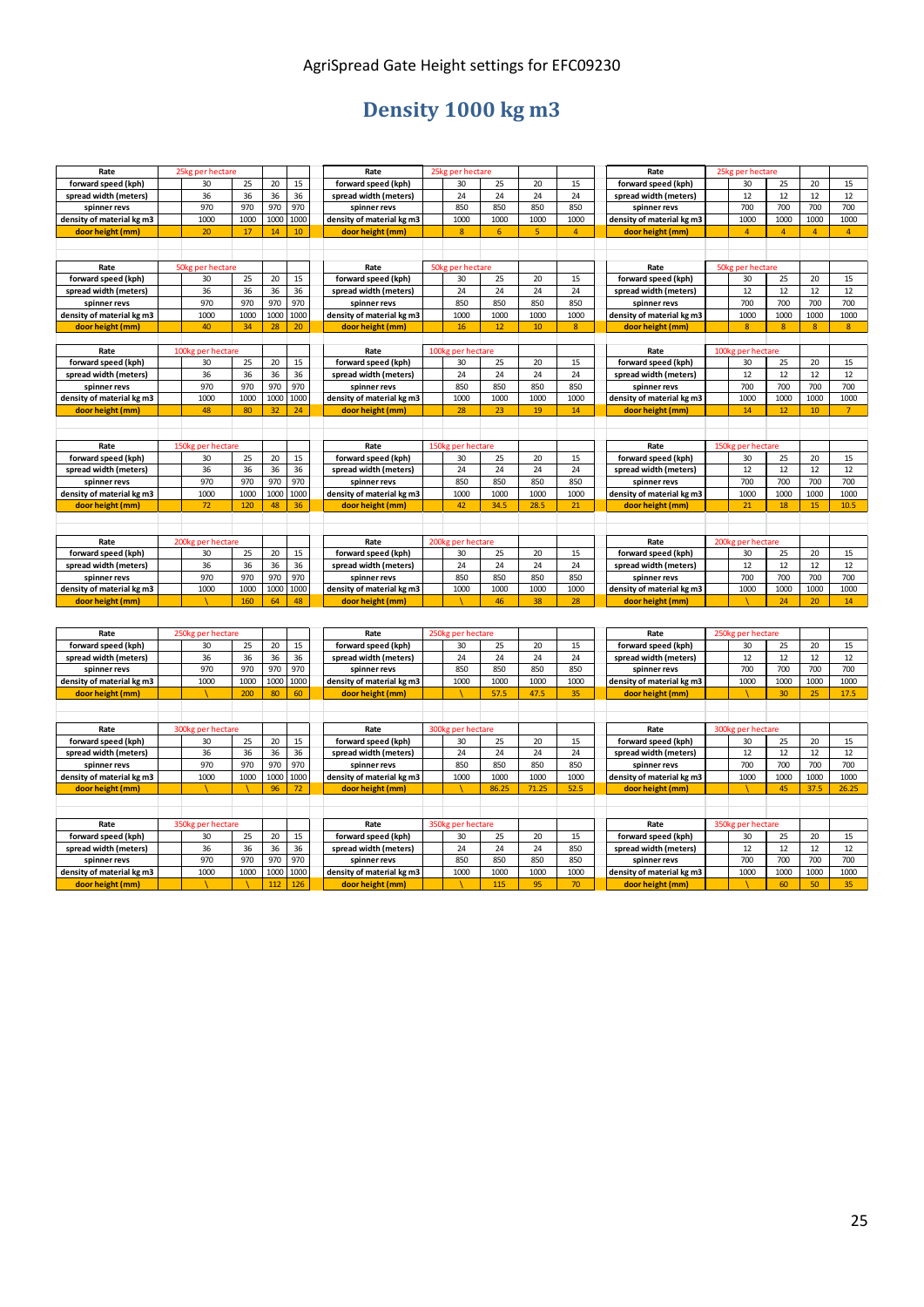AgriSpread Gate Height settings for EFC09230

# Density 1000 kg m3

| Rate | 25kg per hectare | | | |
|---|---|---|---|---|
| forward speed (kph) | 30 | 25 | 20 | 15 |
| spread width (meters) | 36 | 36 | 36 | 36 |
| spinner revs | 970 | 970 | 970 | 970 |
| density of material kg m3 | 1000 | 1000 | 1000 | 1000 |
| door height (mm) | 20 | 17 | 14 | 10 |

| Rate | 25kg per hectare | | | |
|---|---|---|---|---|
| forward speed (kph) | 30 | 25 | 20 | 15 |
| spread width (meters) | 24 | 24 | 24 | 24 |
| spinner revs | 850 | 850 | 850 | 850 |
| density of material kg m3 | 1000 | 1000 | 1000 | 1000 |
| door height (mm) | 8 | 6 | 5 | 4 |

| Rate | 25kg per hectare | | | |
|---|---|---|---|---|
| forward speed (kph) | 30 | 25 | 20 | 15 |
| spread width (meters) | 12 | 12 | 12 | 12 |
| spinner revs | 700 | 700 | 700 | 700 |
| density of material kg m3 | 1000 | 1000 | 1000 | 1000 |
| door height (mm) | 4 | 4 | 4 | 4 |

| Rate | 50kg per hectare | | | |
|---|---|---|---|---|
| forward speed (kph) | 30 | 25 | 20 | 15 |
| spread width (meters) | 36 | 36 | 36 | 36 |
| spinner revs | 970 | 970 | 970 | 970 |
| density of material kg m3 | 1000 | 1000 | 1000 | 1000 |
| door height (mm) | 40 | 34 | 28 | 20 |

| Rate | 50kg per hectare | | | |
|---|---|---|---|---|
| forward speed (kph) | 30 | 25 | 20 | 15 |
| spread width (meters) | 24 | 24 | 24 | 24 |
| spinner revs | 850 | 850 | 850 | 850 |
| density of material kg m3 | 1000 | 1000 | 1000 | 1000 |
| door height (mm) | 16 | 12 | 10 | 8 |

| Rate | 50kg per hectare | | | |
|---|---|---|---|---|
| forward speed (kph) | 30 | 25 | 20 | 15 |
| spread width (meters) | 12 | 12 | 12 | 12 |
| spinner revs | 700 | 700 | 700 | 700 |
| density of material kg m3 | 1000 | 1000 | 1000 | 1000 |
| door height (mm) | 8 | 8 | 8 | 8 |

| Rate | 100kg per hectare | | | |
|---|---|---|---|---|
| forward speed (kph) | 30 | 25 | 20 | 15 |
| spread width (meters) | 36 | 36 | 36 | 36 |
| spinner revs | 970 | 970 | 970 | 970 |
| density of material kg m3 | 1000 | 1000 | 1000 | 1000 |
| door height (mm) | 48 | 80 | 32 | 24 |

| Rate | 100kg per hectare | | | |
|---|---|---|---|---|
| forward speed (kph) | 30 | 25 | 20 | 15 |
| spread width (meters) | 24 | 24 | 24 | 24 |
| spinner revs | 850 | 850 | 850 | 850 |
| density of material kg m3 | 1000 | 1000 | 1000 | 1000 |
| door height (mm) | 28 | 23 | 19 | 14 |

| Rate | 100kg per hectare | | | |
|---|---|---|---|---|
| forward speed (kph) | 30 | 25 | 20 | 15 |
| spread width (meters) | 12 | 12 | 12 | 12 |
| spinner revs | 700 | 700 | 700 | 700 |
| density of material kg m3 | 1000 | 1000 | 1000 | 1000 |
| door height (mm) | 14 | 12 | 10 | 7 |

| Rate | 150kg per hectare | | | |
|---|---|---|---|---|
| forward speed (kph) | 30 | 25 | 20 | 15 |
| spread width (meters) | 36 | 36 | 36 | 36 |
| spinner revs | 970 | 970 | 970 | 970 |
| density of material kg m3 | 1000 | 1000 | 1000 | 1000 |
| door height (mm) | 72 | 120 | 48 | 36 |

| Rate | 150kg per hectare | | | |
|---|---|---|---|---|
| forward speed (kph) | 30 | 25 | 20 | 15 |
| spread width (meters) | 24 | 24 | 24 | 24 |
| spinner revs | 850 | 850 | 850 | 850 |
| density of material kg m3 | 1000 | 1000 | 1000 | 1000 |
| door height (mm) | 42 | 34.5 | 28.5 | 21 |

| Rate | 150kg per hectare | | | |
|---|---|---|---|---|
| forward speed (kph) | 30 | 25 | 20 | 15 |
| spread width (meters) | 12 | 12 | 12 | 12 |
| spinner revs | 700 | 700 | 700 | 700 |
| density of material kg m3 | 1000 | 1000 | 1000 | 1000 |
| door height (mm) | 21 | 18 | 15 | 10.5 |

| Rate | 200kg per hectare | | | |
|---|---|---|---|---|
| forward speed (kph) | 30 | 25 | 20 | 15 |
| spread width (meters) | 36 | 36 | 36 | 36 |
| spinner revs | 970 | 970 | 970 | 970 |
| density of material kg m3 | 1000 | 1000 | 1000 | 1000 |
| door height (mm) | \ | 160 | 64 | 48 |

| Rate | 200kg per hectare | | | |
|---|---|---|---|---|
| forward speed (kph) | 30 | 25 | 20 | 15 |
| spread width (meters) | 24 | 24 | 24 | 24 |
| spinner revs | 850 | 850 | 850 | 850 |
| density of material kg m3 | 1000 | 1000 | 1000 | 1000 |
| door height (mm) | \ | 46 | 38 | 28 |

| Rate | 200kg per hectare | | | |
|---|---|---|---|---|
| forward speed (kph) | 30 | 25 | 20 | 15 |
| spread width (meters) | 12 | 12 | 12 | 12 |
| spinner revs | 700 | 700 | 700 | 700 |
| density of material kg m3 | 1000 | 1000 | 1000 | 1000 |
| door height (mm) | | 24 | 20 | 14 |

| Rate | 250kg per hectare | | | |
|---|---|---|---|---|
| forward speed (kph) | 30 | 25 | 20 | 15 |
| spread width (meters) | 36 | 36 | 36 | 36 |
| spinner revs | 970 | 970 | 970 | 970 |
| density of material kg m3 | 1000 | 1000 | 1000 | 1000 |
| door height (mm) | \ | 200 | 80 | 60 |

| Rate | 250kg per hectare | | | |
|---|---|---|---|---|
| forward speed (kph) | 30 | 25 | 20 | 15 |
| spread width (meters) | 24 | 24 | 24 | 24 |
| spinner revs | 850 | 850 | 850 | 850 |
| density of material kg m3 | 1000 | 1000 | 1000 | 1000 |
| door height (mm) | \ | 57.5 | 47.5 | 35 |

| Rate | 250kg per hectare | | | |
|---|---|---|---|---|
| forward speed (kph) | 30 | 25 | 20 | 15 |
| spread width (meters) | 12 | 12 | 12 | 12 |
| spinner revs | 700 | 700 | 700 | 700 |
| density of material kg m3 | 1000 | 1000 | 1000 | 1000 |
| door height (mm) | \ | 30 | 25 | 17.5 |

| Rate | 300kg per hectare | | | |
|---|---|---|---|---|
| forward speed (kph) | 30 | 25 | 20 | 15 |
| spread width (meters) | 36 | 36 | 36 | 36 |
| spinner revs | 970 | 970 | 970 | 970 |
| density of material kg m3 | 1000 | 1000 | 1000 | 1000 |
| door height (mm) | \ | \ | 96 | 72 |

| Rate | 300kg per hectare | | | |
|---|---|---|---|---|
| forward speed (kph) | 30 | 25 | 20 | 15 |
| spread width (meters) | 24 | 24 | 24 | 24 |
| spinner revs | 850 | 850 | 850 | 850 |
| density of material kg m3 | 1000 | 1000 | 1000 | 1000 |
| door height (mm) | \ | 86.25 | 71.25 | 52.5 |

| Rate | 300kg per hectare | | | |
|---|---|---|---|---|
| forward speed (kph) | 30 | 25 | 20 | 15 |
| spread width (meters) | 12 | 12 | 12 | 12 |
| spinner revs | 700 | 700 | 700 | 700 |
| density of material kg m3 | 1000 | 1000 | 1000 | 1000 |
| door height (mm) | \ | 45 | 37.5 | 26.25 |

| Rate | 350kg per hectare | | | |
|---|---|---|---|---|
| forward speed (kph) | 30 | 25 | 20 | 15 |
| spread width (meters) | 36 | 36 | 36 | 36 |
| spinner revs | 970 | 970 | 970 | 970 |
| density of material kg m3 | 1000 | 1000 | 1000 | 1000 |
| door height (mm) | \ | \ | 112 | 126 |

| Rate | 350kg per hectare | | | |
|---|---|---|---|---|
| forward speed (kph) | 30 | 25 | 20 | 15 |
| spread width (meters) | 24 | 24 | 24 | 850 |
| spinner revs | 850 | 850 | 850 | 850 |
| density of material kg m3 | 1000 | 1000 | 1000 | 1000 |
| door height (mm) | \ | 115 | 95 | 70 |

| Rate | 350kg per hectare | | | |
|---|---|---|---|---|
| forward speed (kph) | 30 | 25 | 20 | 15 |
| spread width (meters) | 12 | 12 | 12 | 12 |
| spinner revs | 700 | 700 | 700 | 700 |
| density of material kg m3 | 1000 | 1000 | 1000 | 1000 |
| door height (mm) | \ | 60 | 50 | 35 |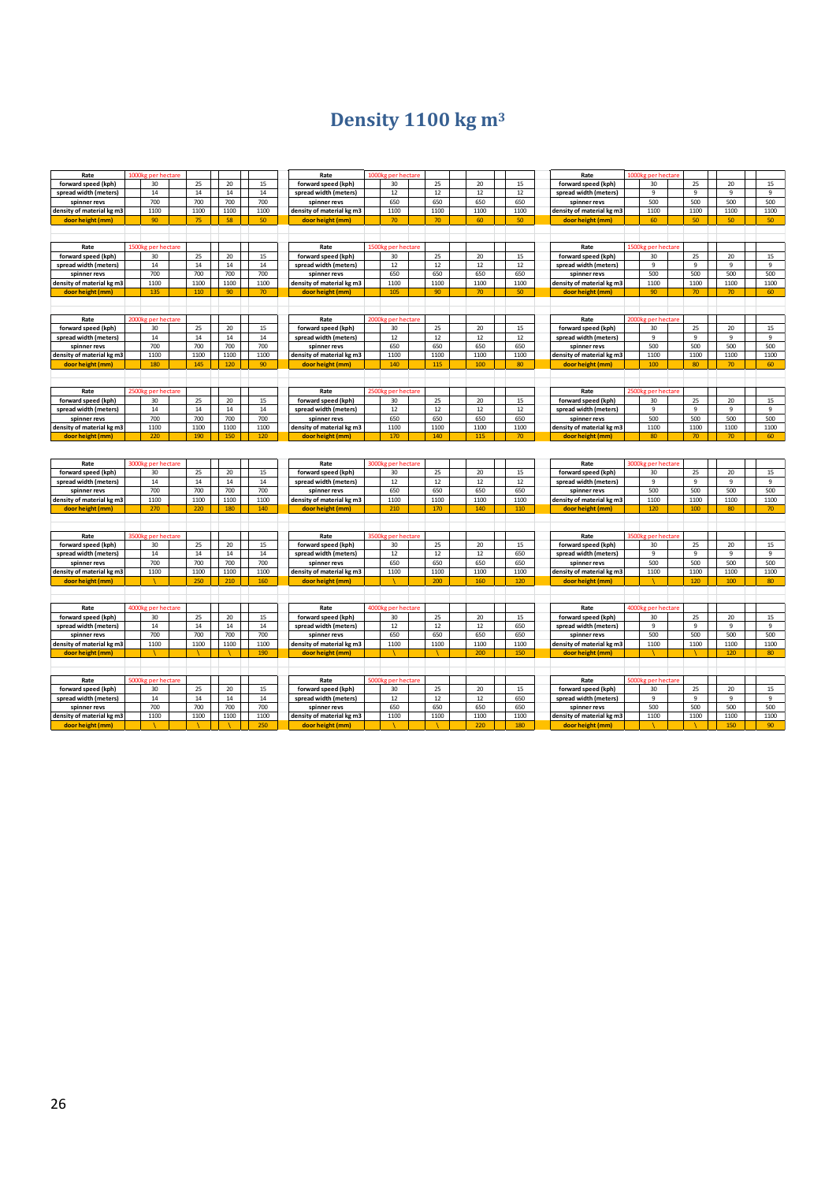# Density 1100 kg m³

| Rate | 1000kg per hectare | | | |
|---|---|---|---|---|
| forward speed (kph) | 30 | 25 | 20 | 15 |
| spread width (meters) | 14 | 14 | 14 | 14 |
| spinner revs | 700 | 700 | 700 | 700 |
| density of material kg m3 | 1100 | 1100 | 1100 | 1100 |
| door height (mm) | 90 | 75 | 58 | 50 |

| Rate | 1000kg per hectare | | | |
|---|---|---|---|---|
| forward speed (kph) | 30 | 25 | 20 | 15 |
| spread width (meters) | 12 | 12 | 12 | 12 |
| spinner revs | 650 | 650 | 650 | 650 |
| density of material kg m3 | 1100 | 1100 | 1100 | 1100 |
| door height (mm) | 70 | 70 | 60 | 50 |

| Rate | 1000kg per hectare | | | |
|---|---|---|---|---|
| forward speed (kph) | 30 | 25 | 20 | 15 |
| spread width (meters) | 9 | 9 | 9 | 9 |
| spinner revs | 500 | 500 | 500 | 500 |
| density of material kg m3 | 1100 | 1100 | 1100 | 1100 |
| door height (mm) | 60 | 50 | 50 | 50 |

| Rate | 1500kg per hectare | | | |
|---|---|---|---|---|
| forward speed (kph) | 30 | 25 | 20 | 15 |
| spread width (meters) | 14 | 14 | 14 | 14 |
| spinner revs | 700 | 700 | 700 | 700 |
| density of material kg m3 | 1100 | 1100 | 1100 | 1100 |
| door height (mm) | 135 | 110 | 90 | 70 |

| Rate | 1500kg per hectare | | | |
|---|---|---|---|---|
| forward speed (kph) | 30 | 25 | 20 | 15 |
| spread width (meters) | 12 | 12 | 12 | 12 |
| spinner revs | 650 | 650 | 650 | 650 |
| density of material kg m3 | 1100 | 1100 | 1100 | 1100 |
| door height (mm) | 105 | 90 | 70 | 50 |

| Rate | 1500kg per hectare | | | |
|---|---|---|---|---|
| forward speed (kph) | 30 | 25 | 20 | 15 |
| spread width (meters) | 9 | 9 | 9 | 9 |
| spinner revs | 500 | 500 | 500 | 500 |
| density of material kg m3 | 1100 | 1100 | 1100 | 1100 |
| door height (mm) | 90 | 70 | 70 | 60 |

| Rate | 2000kg per hectare | | | |
|---|---|---|---|---|
| forward speed (kph) | 30 | 25 | 20 | 15 |
| spread width (meters) | 14 | 14 | 14 | 14 |
| spinner revs | 700 | 700 | 700 | 700 |
| density of material kg m3 | 1100 | 1100 | 1100 | 1100 |
| door height (mm) | 180 | 145 | 120 | 90 |

| Rate | 2000kg per hectare | | | |
|---|---|---|---|---|
| forward speed (kph) | 30 | 25 | 20 | 15 |
| spread width (meters) | 12 | 12 | 12 | 12 |
| spinner revs | 650 | 650 | 650 | 650 |
| density of material kg m3 | 1100 | 1100 | 1100 | 1100 |
| door height (mm) | 140 | 115 | 100 | 80 |

| Rate | 2000kg per hectare | | | |
|---|---|---|---|---|
| forward speed (kph) | 30 | 25 | 20 | 15 |
| spread width (meters) | 9 | 9 | 9 | 9 |
| spinner revs | 500 | 500 | 500 | 500 |
| density of material kg m3 | 1100 | 1100 | 1100 | 1100 |
| door height (mm) | 100 | 80 | 70 | 60 |

| Rate | 2500kg per hectare | | | |
|---|---|---|---|---|
| forward speed (kph) | 30 | 25 | 20 | 15 |
| spread width (meters) | 14 | 14 | 14 | 14 |
| spinner revs | 700 | 700 | 700 | 700 |
| density of material kg m3 | 1100 | 1100 | 1100 | 1100 |
| door height (mm) | 220 | 190 | 150 | 120 |

| Rate | 2500kg per hectare | | | |
|---|---|---|---|---|
| forward speed (kph) | 30 | 25 | 20 | 15 |
| spread width (meters) | 12 | 12 | 12 | 12 |
| spinner revs | 650 | 650 | 650 | 650 |
| density of material kg m3 | 1100 | 1100 | 1100 | 1100 |
| door height (mm) | 170 | 140 | 115 | 70 |

| Rate | 2500kg per hectare | | | |
|---|---|---|---|---|
| forward speed (kph) | 30 | 25 | 20 | 15 |
| spread width (meters) | 9 | 9 | 9 | 9 |
| spinner revs | 500 | 500 | 500 | 500 |
| density of material kg m3 | 1100 | 1100 | 1100 | 1100 |
| door height (mm) | 80 | 70 | 70 | 60 |

| Rate | 3000kg per hectare | | | |
|---|---|---|---|---|
| forward speed (kph) | 30 | 25 | 20 | 15 |
| spread width (meters) | 14 | 14 | 14 | 14 |
| spinner revs | 700 | 700 | 700 | 700 |
| density of material kg m3 | 1100 | 1100 | 1100 | 1100 |
| door height (mm) | 270 | 220 | 180 | 140 |

| Rate | 3000kg per hectare | | | |
|---|---|---|---|---|
| forward speed (kph) | 30 | 25 | 20 | 15 |
| spread width (meters) | 12 | 12 | 12 | 12 |
| spinner revs | 650 | 650 | 650 | 650 |
| density of material kg m3 | 1100 | 1100 | 1100 | 1100 |
| door height (mm) | 210 | 170 | 140 | 110 |

| Rate | 3000kg per hectare | | | |
|---|---|---|---|---|
| forward speed (kph) | 30 | 25 | 20 | 15 |
| spread width (meters) | 9 | 9 | 9 | 9 |
| spinner revs | 500 | 500 | 500 | 500 |
| density of material kg m3 | 1100 | 1100 | 1100 | 1100 |
| door height (mm) | 120 | 100 | 80 | 70 |

| Rate | 3500kg per hectare | | | |
|---|---|---|---|---|
| forward speed (kph) | 30 | 25 | 20 | 15 |
| spread width (meters) | 14 | 14 | 14 | 14 |
| spinner revs | 700 | 700 | 700 | 700 |
| density of material kg m3 | 1100 | 1100 | 1100 | 1100 |
| door height (mm) | \ | 250 | 210 | 160 |

| Rate | 3500kg per hectare | | | |
|---|---|---|---|---|
| forward speed (kph) | 30 | 25 | 20 | 15 |
| spread width (meters) | 12 | 12 | 12 | 650 |
| spinner revs | 650 | 650 | 650 | 650 |
| density of material kg m3 | 1100 | 1100 | 1100 | 1100 |
| door height (mm) | \ | 200 | 160 | 120 |

| Rate | 3500kg per hectare | | | |
|---|---|---|---|---|
| forward speed (kph) | 30 | 25 | 20 | 15 |
| spread width (meters) | 9 | 9 | 9 | 9 |
| spinner revs | 500 | 500 | 500 | 500 |
| density of material kg m3 | 1100 | 1100 | 1100 | 1100 |
| door height (mm) | \ | 120 | 100 | 80 |

| Rate | 4000kg per hectare | | | |
|---|---|---|---|---|
| forward speed (kph) | 30 | 25 | 20 | 15 |
| spread width (meters) | 14 | 14 | 14 | 14 |
| spinner revs | 700 | 700 | 700 | 700 |
| density of material kg m3 | 1100 | 1100 | 1100 | 1100 |
| door height (mm) | \ | \ | \ | 190 |

| Rate | 4000kg per hectare | | | |
|---|---|---|---|---|
| forward speed (kph) | 30 | 25 | 20 | 15 |
| spread width (meters) | 12 | 12 | 12 | 650 |
| spinner revs | 650 | 650 | 650 | 650 |
| density of material kg m3 | 1100 | 1100 | 1100 | 1100 |
| door height (mm) | \ | \ | 200 | 150 |

| Rate | 4000kg per hectare | | | |
|---|---|---|---|---|
| forward speed (kph) | 30 | 25 | 20 | 15 |
| spread width (meters) | 9 | 9 | 9 | 9 |
| spinner revs | 500 | 500 | 500 | 500 |
| density of material kg m3 | 1100 | 1100 | 1100 | 1100 |
| door height (mm) | \ | \ | 120 | 80 |

| Rate | 5000kg per hectare | | | |
|---|---|---|---|---|
| forward speed (kph) | 30 | 25 | 20 | 15 |
| spread width (meters) | 14 | 14 | 14 | 14 |
| spinner revs | 700 | 700 | 700 | 700 |
| density of material kg m3 | 1100 | 1100 | 1100 | 1100 |
| door height (mm) | \ | \ | \ | 250 |

| Rate | 5000kg per hectare | | | |
|---|---|---|---|---|
| forward speed (kph) | 30 | 25 | 20 | 15 |
| spread width (meters) | 12 | 12 | 12 | 650 |
| spinner revs | 650 | 650 | 650 | 650 |
| density of material kg m3 | 1100 | 1100 | 1100 | 1100 |
| door height (mm) | \ | \ | 220 | 180 |

| Rate | 5000kg per hectare | | | |
|---|---|---|---|---|
| forward speed (kph) | 30 | 25 | 20 | 15 |
| spread width (meters) | 9 | 9 | 9 | 9 |
| spinner revs | 500 | 500 | 500 | 500 |
| density of material kg m3 | 1100 | 1100 | 1100 | 1100 |
| door height (mm) | \ | \ | 150 | 90 |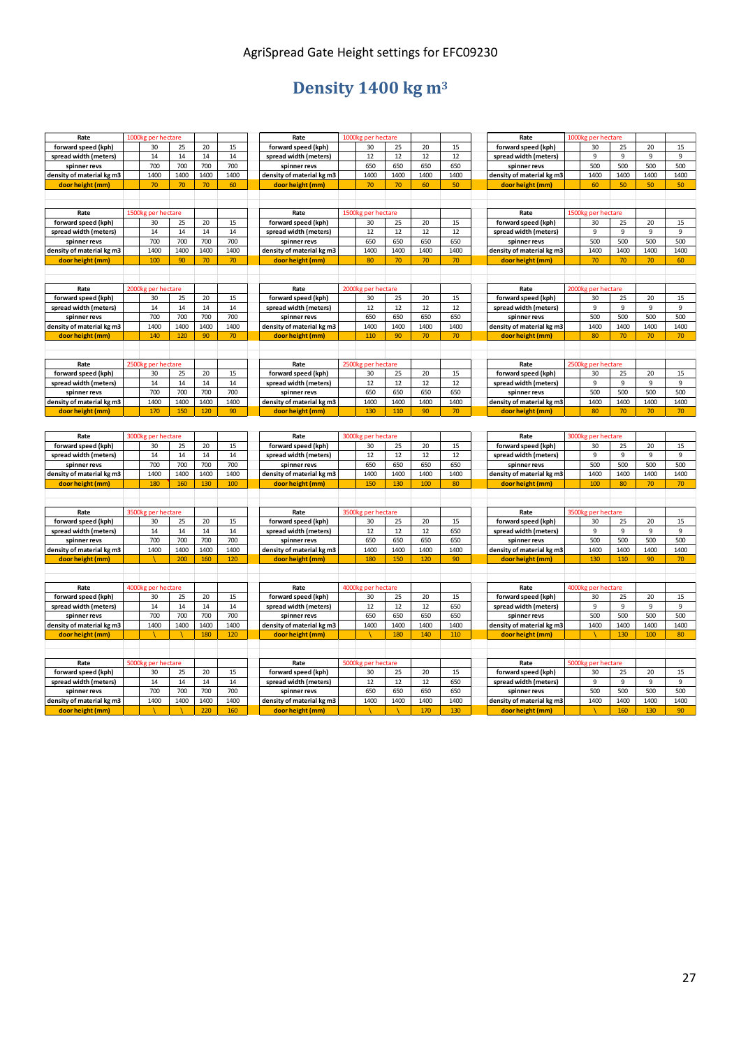AgriSpread Gate Height settings for EFC09230

# Density 1400 kg m³

| Rate | 1000kg per hectare | | | |
|---|---|---|---|---|
| forward speed (kph) | 30 | 25 | 20 | 15 |
| spread width (meters) | 14 | 14 | 14 | 14 |
| spinner revs | 700 | 700 | 700 | 700 |
| density of material kg m3 | 1400 | 1400 | 1400 | 1400 |
| door height (mm) | 70 | 70 | 70 | 60 |

| Rate | 1000kg per hectare | | | |
|---|---|---|---|---|
| forward speed (kph) | 30 | 25 | 20 | 15 |
| spread width (meters) | 12 | 12 | 12 | 12 |
| spinner revs | 650 | 650 | 650 | 650 |
| density of material kg m3 | 1400 | 1400 | 1400 | 1400 |
| door height (mm) | 70 | 70 | 60 | 50 |

| Rate | 1000kg per hectare | | | |
|---|---|---|---|---|
| forward speed (kph) | 30 | 25 | 20 | 15 |
| spread width (meters) | 9 | 9 | 9 | 9 |
| spinner revs | 500 | 500 | 500 | 500 |
| density of material kg m3 | 1400 | 1400 | 1400 | 1400 |
| door height (mm) | 60 | 50 | 50 | 50 |

| Rate | 1500kg per hectare | | | |
|---|---|---|---|---|
| forward speed (kph) | 30 | 25 | 20 | 15 |
| spread width (meters) | 14 | 14 | 14 | 14 |
| spinner revs | 700 | 700 | 700 | 700 |
| density of material kg m3 | 1400 | 1400 | 1400 | 1400 |
| door height (mm) | 100 | 90 | 70 | 70 |

| Rate | 1500kg per hectare | | | |
|---|---|---|---|---|
| forward speed (kph) | 30 | 25 | 20 | 15 |
| spread width (meters) | 12 | 12 | 12 | 12 |
| spinner revs | 650 | 650 | 650 | 650 |
| density of material kg m3 | 1400 | 1400 | 1400 | 1400 |
| door height (mm) | 80 | 70 | 70 | 70 |

| Rate | 1500kg per hectare | | | |
|---|---|---|---|---|
| forward speed (kph) | 30 | 25 | 20 | 15 |
| spread width (meters) | 9 | 9 | 9 | 9 |
| spinner revs | 500 | 500 | 500 | 500 |
| density of material kg m3 | 1400 | 1400 | 1400 | 1400 |
| door height (mm) | 70 | 70 | 70 | 60 |

| Rate | 2000kg per hectare | | | |
|---|---|---|---|---|
| forward speed (kph) | 30 | 25 | 20 | 15 |
| spread width (meters) | 14 | 14 | 14 | 14 |
| spinner revs | 700 | 700 | 700 | 700 |
| density of material kg m3 | 1400 | 1400 | 1400 | 1400 |
| door height (mm) | 140 | 120 | 90 | 70 |

| Rate | 2000kg per hectare | | | |
|---|---|---|---|---|
| forward speed (kph) | 30 | 25 | 20 | 15 |
| spread width (meters) | 12 | 12 | 12 | 12 |
| spinner revs | 650 | 650 | 650 | 650 |
| density of material kg m3 | 1400 | 1400 | 1400 | 1400 |
| door height (mm) | 110 | 90 | 70 | 70 |

| Rate | 2000kg per hectare | | | |
|---|---|---|---|---|
| forward speed (kph) | 30 | 25 | 20 | 15 |
| spread width (meters) | 9 | 9 | 9 | 9 |
| spinner revs | 500 | 500 | 500 | 500 |
| density of material kg m3 | 1400 | 1400 | 1400 | 1400 |
| door height (mm) | 80 | 70 | 70 | 70 |

| Rate | 2500kg per hectare | | | |
|---|---|---|---|---|
| forward speed (kph) | 30 | 25 | 20 | 15 |
| spread width (meters) | 14 | 14 | 14 | 14 |
| spinner revs | 700 | 700 | 700 | 700 |
| density of material kg m3 | 1400 | 1400 | 1400 | 1400 |
| door height (mm) | 170 | 150 | 120 | 90 |

| Rate | 2500kg per hectare | | | |
|---|---|---|---|---|
| forward speed (kph) | 30 | 25 | 20 | 15 |
| spread width (meters) | 12 | 12 | 12 | 12 |
| spinner revs | 650 | 650 | 650 | 650 |
| density of material kg m3 | 1400 | 1400 | 1400 | 1400 |
| door height (mm) | 130 | 110 | 90 | 70 |

| Rate | 2500kg per hectare | | | |
|---|---|---|---|---|
| forward speed (kph) | 30 | 25 | 20 | 15 |
| spread width (meters) | 9 | 9 | 9 | 9 |
| spinner revs | 500 | 500 | 500 | 500 |
| density of material kg m3 | 1400 | 1400 | 1400 | 1400 |
| door height (mm) | 80 | 70 | 70 | 70 |

| Rate | 3000kg per hectare | | | |
|---|---|---|---|---|
| forward speed (kph) | 30 | 25 | 20 | 15 |
| spread width (meters) | 14 | 14 | 14 | 14 |
| spinner revs | 700 | 700 | 700 | 700 |
| density of material kg m3 | 1400 | 1400 | 1400 | 1400 |
| door height (mm) | 180 | 160 | 130 | 100 |

| Rate | 3000kg per hectare | | | |
|---|---|---|---|---|
| forward speed (kph) | 30 | 25 | 20 | 15 |
| spread width (meters) | 12 | 12 | 12 | 12 |
| spinner revs | 650 | 650 | 650 | 650 |
| density of material kg m3 | 1400 | 1400 | 1400 | 1400 |
| door height (mm) | 150 | 130 | 100 | 80 |

| Rate | 3000kg per hectare | | | |
|---|---|---|---|---|
| forward speed (kph) | 30 | 25 | 20 | 15 |
| spread width (meters) | 9 | 9 | 9 | 9 |
| spinner revs | 500 | 500 | 500 | 500 |
| density of material kg m3 | 1400 | 1400 | 1400 | 1400 |
| door height (mm) | 100 | 80 | 70 | 70 |

| Rate | 3500kg per hectare | | | |
|---|---|---|---|---|
| forward speed (kph) | 30 | 25 | 20 | 15 |
| spread width (meters) | 14 | 14 | 14 | 14 |
| spinner revs | 700 | 700 | 700 | 700 |
| density of material kg m3 | 1400 | 1400 | 1400 | 1400 |
| door height (mm) | \ | 200 | 160 | 120 |

| Rate | 3500kg per hectare | | | |
|---|---|---|---|---|
| forward speed (kph) | 30 | 25 | 20 | 15 |
| spread width (meters) | 12 | 12 | 12 | 650 |
| spinner revs | 650 | 650 | 650 | 650 |
| density of material kg m3 | 1400 | 1400 | 1400 | 1400 |
| door height (mm) | 180 | 150 | 120 | 90 |

| Rate | 3500kg per hectare | | | |
|---|---|---|---|---|
| forward speed (kph) | 30 | 25 | 20 | 15 |
| spread width (meters) | 9 | 9 | 9 | 9 |
| spinner revs | 500 | 500 | 500 | 500 |
| density of material kg m3 | 1400 | 1400 | 1400 | 1400 |
| door height (mm) | 130 | 110 | 90 | 70 |

| Rate | 4000kg per hectare | | | |
|---|---|---|---|---|
| forward speed (kph) | 30 | 25 | 20 | 15 |
| spread width (meters) | 14 | 14 | 14 | 14 |
| spinner revs | 700 | 700 | 700 | 700 |
| density of material kg m3 | 1400 | 1400 | 1400 | 1400 |
| door height (mm) | \ | \ | 180 | 120 |

| Rate | 4000kg per hectare | | | |
|---|---|---|---|---|
| forward speed (kph) | 30 | 25 | 20 | 15 |
| spread width (meters) | 12 | 12 | 12 | 650 |
| spinner revs | 650 | 650 | 650 | 650 |
| density of material kg m3 | 1400 | 1400 | 1400 | 1400 |
| door height (mm) | \ | 180 | 140 | 110 |

| Rate | 4000kg per hectare | | | |
|---|---|---|---|---|
| forward speed (kph) | 30 | 25 | 20 | 15 |
| spread width (meters) | 9 | 9 | 9 | 9 |
| spinner revs | 500 | 500 | 500 | 500 |
| density of material kg m3 | 1400 | 1400 | 1400 | 1400 |
| door height (mm) | \ | 130 | 100 | 80 |

| Rate | 5000kg per hectare | | | |
|---|---|---|---|---|
| forward speed (kph) | 30 | 25 | 20 | 15 |
| spread width (meters) | 14 | 14 | 14 | 14 |
| spinner revs | 700 | 700 | 700 | 700 |
| density of material kg m3 | 1400 | 1400 | 1400 | 1400 |
| door height (mm) | \ | \ | 220 | 160 |

| Rate | 5000kg per hectare | | | |
|---|---|---|---|---|
| forward speed (kph) | 30 | 25 | 20 | 15 |
| spread width (meters) | 12 | 12 | 12 | 650 |
| spinner revs | 650 | 650 | 650 | 650 |
| density of material kg m3 | 1400 | 1400 | 1400 | 1400 |
| door height (mm) | \ | \ | 170 | 130 |

| Rate | 5000kg per hectare | | | |
|---|---|---|---|---|
| forward speed (kph) | 30 | 25 | 20 | 15 |
| spread width (meters) | 9 | 9 | 9 | 9 |
| spinner revs | 500 | 500 | 500 | 500 |
| density of material kg m3 | 1400 | 1400 | 1400 | 1400 |
| door height (mm) | \ | 160 | 130 | 90 |